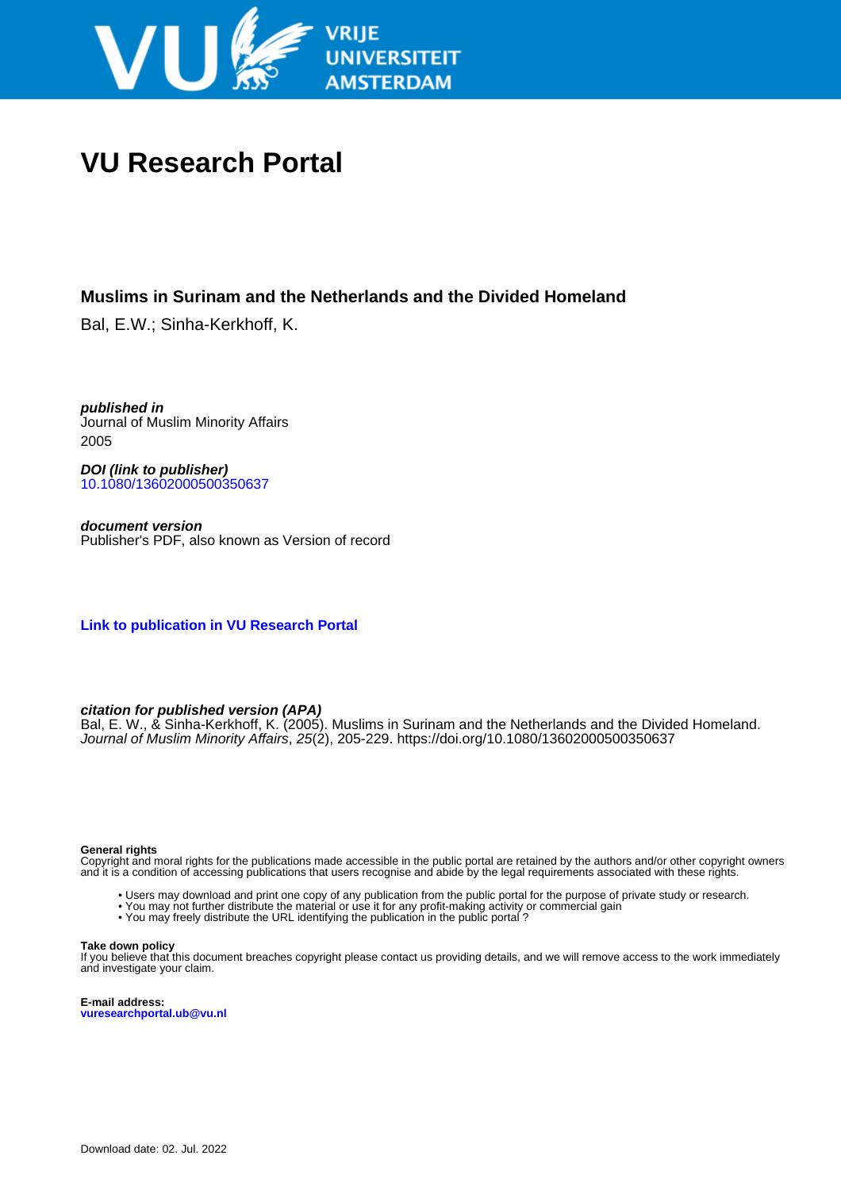# VU Research Portal

## Muslims in Surinam and the Netherlands and the Divided Homeland

Bal, E.W.; Sinha-Kerkhoff, K.

***published in***
Journal of Muslim Minority Affairs
2005

***DOI (link to publisher)***
10.1080/13602000500350637

***document version***
Publisher's PDF, also known as Version of record

**Link to publication in VU Research Portal**

***citation for published version (APA)***
Bal, E. W., & Sinha-Kerkhoff, K. (2005). Muslims in Surinam and the Netherlands and the Divided Homeland. *Journal of Muslim Minority Affairs*, *25*(2), 205-229. https://doi.org/10.1080/13602000500350637

**General rights**
Copyright and moral rights for the publications made accessible in the public portal are retained by the authors and/or other copyright owners and it is a condition of accessing publications that users recognise and abide by the legal requirements associated with these rights.

- Users may download and print one copy of any publication from the public portal for the purpose of private study or research.
- You may not further distribute the material or use it for any profit-making activity or commercial gain
- You may freely distribute the URL identifying the publication in the public portal ?

**Take down policy**
If you believe that this document breaches copyright please contact us providing details, and we will remove access to the work immediately and investigate your claim.

**E-mail address:**
vuresearchportal.ub@vu.nl

Download date: 02. Jul. 2022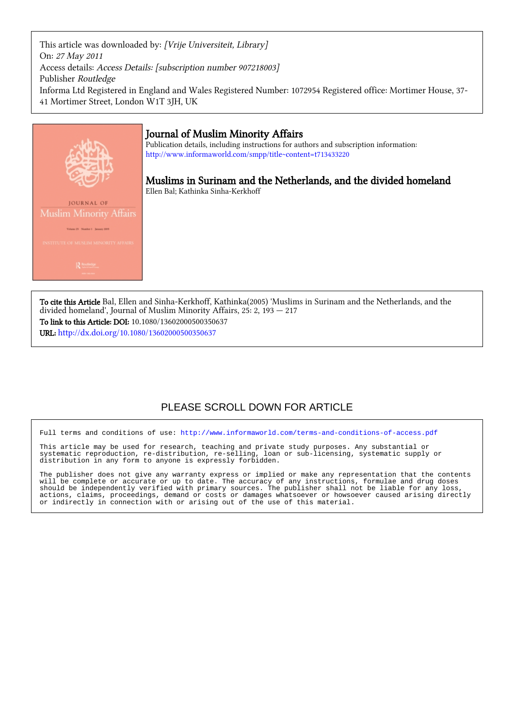This article was downloaded by: *[Vrije Universiteit, Library]*
On: *27 May 2011*
Access details: *Access Details: [subscription number 907218003]*
Publisher *Routledge*
Informa Ltd Registered in England and Wales Registered Number: 1072954 Registered office: Mortimer House, 37-41 Mortimer Street, London W1T 3JH, UK

# Journal of Muslim Minority Affairs

Publication details, including instructions for authors and subscription information:
http://www.informaworld.com/smpp/title~content=t713433220

## Muslims in Surinam and the Netherlands, and the divided homeland

Ellen Bal; Kathinka Sinha-Kerkhoff

**To cite this Article** Bal, Ellen and Sinha-Kerkhoff, Kathinka(2005) 'Muslims in Surinam and the Netherlands, and the divided homeland', Journal of Muslim Minority Affairs, 25: 2, 193 — 217

**To link to this Article: DOI:** 10.1080/13602000500350637

**URL:** http://dx.doi.org/10.1080/13602000500350637

PLEASE SCROLL DOWN FOR ARTICLE

Full terms and conditions of use: http://www.informaworld.com/terms-and-conditions-of-access.pdf

This article may be used for research, teaching and private study purposes. Any substantial or systematic reproduction, re-distribution, re-selling, loan or sub-licensing, systematic supply or distribution in any form to anyone is expressly forbidden.

The publisher does not give any warranty express or implied or make any representation that the contents will be complete or accurate or up to date. The accuracy of any instructions, formulae and drug doses should be independently verified with primary sources. The publisher shall not be liable for any loss, actions, claims, proceedings, demand or costs or damages whatsoever or howsoever caused arising directly or indirectly in connection with or arising out of the use of this material.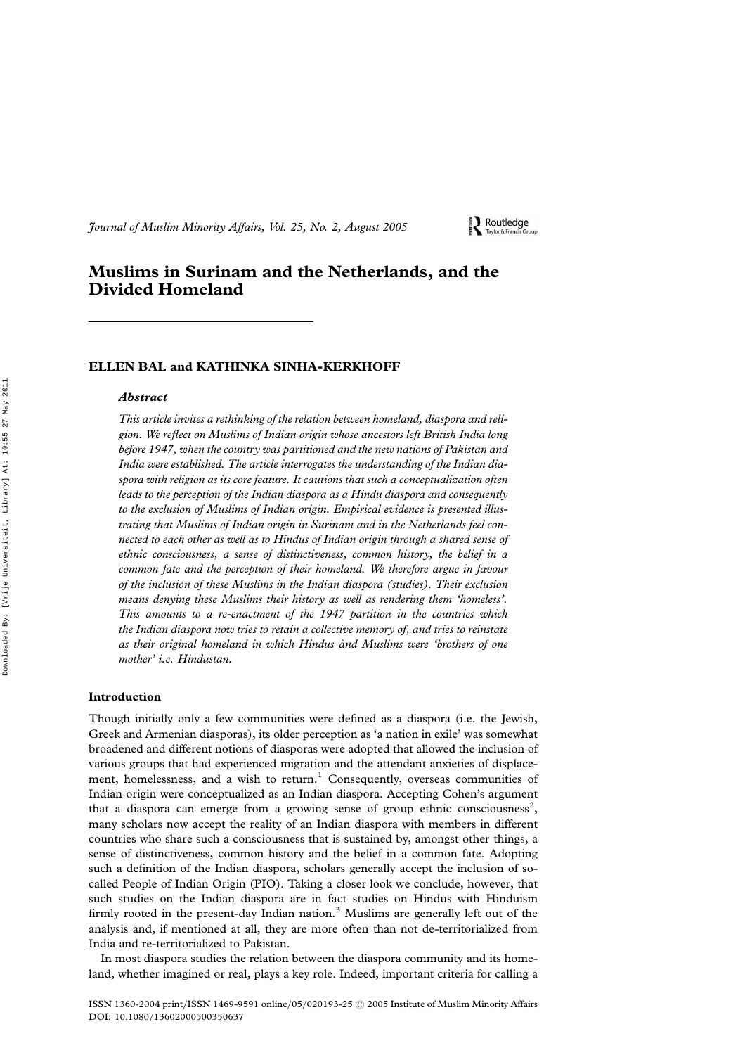# Muslims in Surinam and the Netherlands, and the Divided Homeland

**ELLEN BAL and KATHINKA SINHA-KERKHOFF**

### *Abstract*

*This article invites a rethinking of the relation between homeland, diaspora and religion. We reflect on Muslims of Indian origin whose ancestors left British India long before 1947, when the country was partitioned and the new nations of Pakistan and India were established. The article interrogates the understanding of the Indian diaspora with religion as its core feature. It cautions that such a conceptualization often leads to the perception of the Indian diaspora as a Hindu diaspora and consequently to the exclusion of Muslims of Indian origin. Empirical evidence is presented illustrating that Muslims of Indian origin in Surinam and in the Netherlands feel connected to each other as well as to Hindus of Indian origin through a shared sense of ethnic consciousness, a sense of distinctiveness, common history, the belief in a common fate and the perception of their homeland. We therefore argue in favour of the inclusion of these Muslims in the Indian diaspora (studies). Their exclusion means denying these Muslims their history as well as rendering them 'homeless'. This amounts to a re-enactment of the 1947 partition in the countries which the Indian diaspora now tries to retain a collective memory of, and tries to reinstate as their original homeland in which Hindus ànd Muslims were 'brothers of one mother' i.e. Hindustan.*

### Introduction

Though initially only a few communities were defined as a diaspora (i.e. the Jewish, Greek and Armenian diasporas), its older perception as 'a nation in exile' was somewhat broadened and different notions of diasporas were adopted that allowed the inclusion of various groups that had experienced migration and the attendant anxieties of displacement, homelessness, and a wish to return.[1] Consequently, overseas communities of Indian origin were conceptualized as an Indian diaspora. Accepting Cohen's argument that a diaspora can emerge from a growing sense of group ethnic consciousness[2], many scholars now accept the reality of an Indian diaspora with members in different countries who share such a consciousness that is sustained by, amongst other things, a sense of distinctiveness, common history and the belief in a common fate. Adopting such a definition of the Indian diaspora, scholars generally accept the inclusion of so-called People of Indian Origin (PIO). Taking a closer look we conclude, however, that such studies on the Indian diaspora are in fact studies on Hindus with Hinduism firmly rooted in the present-day Indian nation.[3] Muslims are generally left out of the analysis and, if mentioned at all, they are more often than not de-territorialized from India and re-territorialized to Pakistan.

In most diaspora studies the relation between the diaspora community and its homeland, whether imagined or real, plays a key role. Indeed, important criteria for calling a

ISSN 1360-2004 print/ISSN 1469-9591 online/05/020193-25 © 2005 Institute of Muslim Minority Affairs
DOI: 10.1080/13602000500350637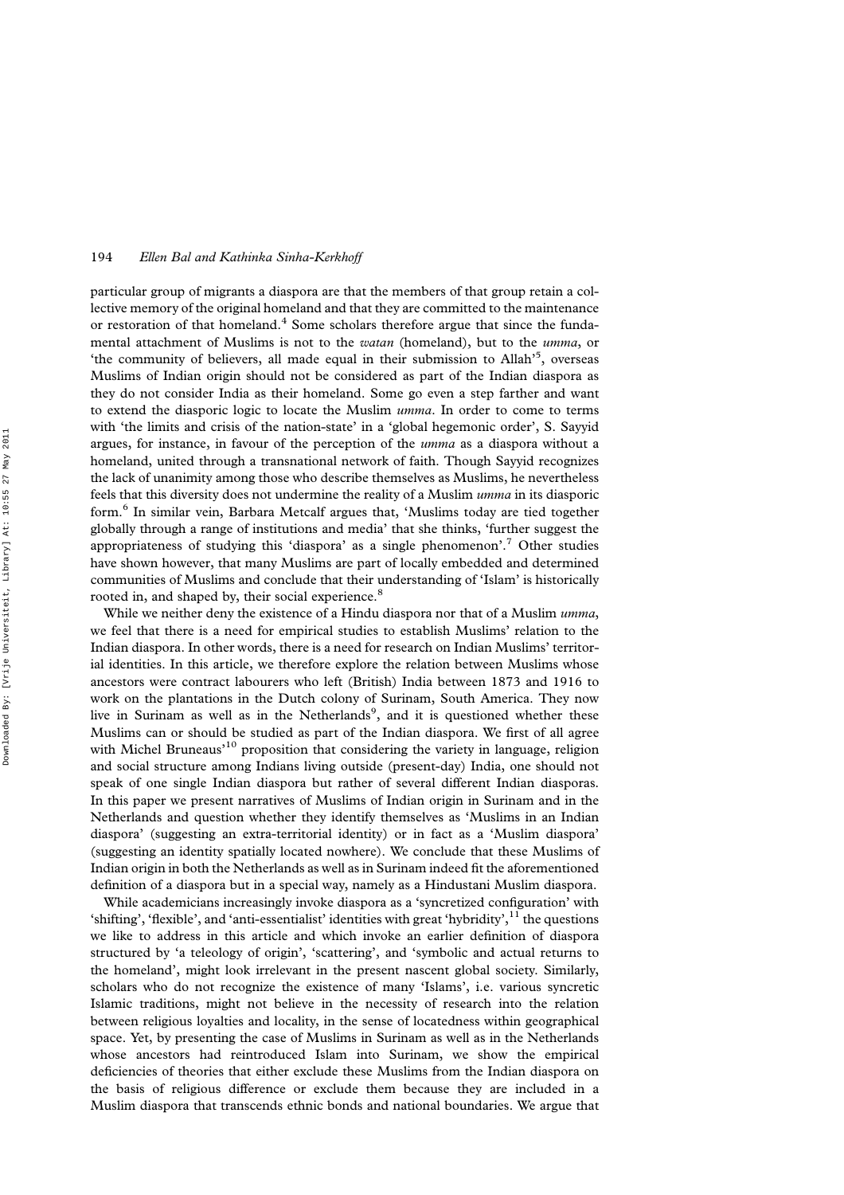particular group of migrants a diaspora are that the members of that group retain a collective memory of the original homeland and that they are committed to the maintenance or restoration of that homeland.[4] Some scholars therefore argue that since the fundamental attachment of Muslims is not to the *watan* (homeland), but to the *umma*, or 'the community of believers, all made equal in their submission to Allah'[5], overseas Muslims of Indian origin should not be considered as part of the Indian diaspora as they do not consider India as their homeland. Some go even a step farther and want to extend the diasporic logic to locate the Muslim *umma*. In order to come to terms with 'the limits and crisis of the nation-state' in a 'global hegemonic order', S. Sayyid argues, for instance, in favour of the perception of the *umma* as a diaspora without a homeland, united through a transnational network of faith. Though Sayyid recognizes the lack of unanimity among those who describe themselves as Muslims, he nevertheless feels that this diversity does not undermine the reality of a Muslim *umma* in its diasporic form.[6] In similar vein, Barbara Metcalf argues that, 'Muslims today are tied together globally through a range of institutions and media' that she thinks, 'further suggest the appropriateness of studying this 'diaspora' as a single phenomenon'.[7] Other studies have shown however, that many Muslims are part of locally embedded and determined communities of Muslims and conclude that their understanding of 'Islam' is historically rooted in, and shaped by, their social experience.[8]

While we neither deny the existence of a Hindu diaspora nor that of a Muslim *umma*, we feel that there is a need for empirical studies to establish Muslims' relation to the Indian diaspora. In other words, there is a need for research on Indian Muslims' territorial identities. In this article, we therefore explore the relation between Muslims whose ancestors were contract labourers who left (British) India between 1873 and 1916 to work on the plantations in the Dutch colony of Surinam, South America. They now live in Surinam as well as in the Netherlands[9], and it is questioned whether these Muslims can or should be studied as part of the Indian diaspora. We first of all agree with Michel Bruneaus'[10] proposition that considering the variety in language, religion and social structure among Indians living outside (present-day) India, one should not speak of one single Indian diaspora but rather of several different Indian diasporas. In this paper we present narratives of Muslims of Indian origin in Surinam and in the Netherlands and question whether they identify themselves as 'Muslims in an Indian diaspora' (suggesting an extra-territorial identity) or in fact as a 'Muslim diaspora' (suggesting an identity spatially located nowhere). We conclude that these Muslims of Indian origin in both the Netherlands as well as in Surinam indeed fit the aforementioned definition of a diaspora but in a special way, namely as a Hindustani Muslim diaspora.

While academicians increasingly invoke diaspora as a 'syncretized configuration' with 'shifting', 'flexible', and 'anti-essentialist' identities with great 'hybridity',[11] the questions we like to address in this article and which invoke an earlier definition of diaspora structured by 'a teleology of origin', 'scattering', and 'symbolic and actual returns to the homeland', might look irrelevant in the present nascent global society. Similarly, scholars who do not recognize the existence of many 'Islams', i.e. various syncretic Islamic traditions, might not believe in the necessity of research into the relation between religious loyalties and locality, in the sense of locatedness within geographical space. Yet, by presenting the case of Muslims in Surinam as well as in the Netherlands whose ancestors had reintroduced Islam into Surinam, we show the empirical deficiencies of theories that either exclude these Muslims from the Indian diaspora on the basis of religious difference or exclude them because they are included in a Muslim diaspora that transcends ethnic bonds and national boundaries. We argue that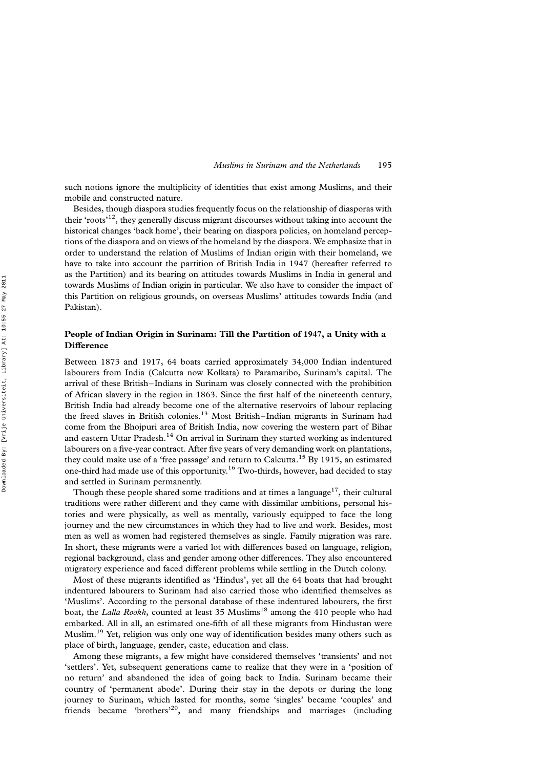such notions ignore the multiplicity of identities that exist among Muslims, and their mobile and constructed nature.

Besides, though diaspora studies frequently focus on the relationship of diasporas with their 'roots'[12], they generally discuss migrant discourses without taking into account the historical changes 'back home', their bearing on diaspora policies, on homeland perceptions of the diaspora and on views of the homeland by the diaspora. We emphasize that in order to understand the relation of Muslims of Indian origin with their homeland, we have to take into account the partition of British India in 1947 (hereafter referred to as the Partition) and its bearing on attitudes towards Muslims in India in general and towards Muslims of Indian origin in particular. We also have to consider the impact of this Partition on religious grounds, on overseas Muslims' attitudes towards India (and Pakistan).

## People of Indian Origin in Surinam: Till the Partition of 1947, a Unity with a Difference

Between 1873 and 1917, 64 boats carried approximately 34,000 Indian indentured labourers from India (Calcutta now Kolkata) to Paramaribo, Surinam's capital. The arrival of these British–Indians in Surinam was closely connected with the prohibition of African slavery in the region in 1863. Since the first half of the nineteenth century, British India had already become one of the alternative reservoirs of labour replacing the freed slaves in British colonies.[13] Most British–Indian migrants in Surinam had come from the Bhojpuri area of British India, now covering the western part of Bihar and eastern Uttar Pradesh.[14] On arrival in Surinam they started working as indentured labourers on a five-year contract. After five years of very demanding work on plantations, they could make use of a 'free passage' and return to Calcutta.[15] By 1915, an estimated one-third had made use of this opportunity.[16] Two-thirds, however, had decided to stay and settled in Surinam permanently.

Though these people shared some traditions and at times a language[17], their cultural traditions were rather different and they came with dissimilar ambitions, personal histories and were physically, as well as mentally, variously equipped to face the long journey and the new circumstances in which they had to live and work. Besides, most men as well as women had registered themselves as single. Family migration was rare. In short, these migrants were a varied lot with differences based on language, religion, regional background, class and gender among other differences. They also encountered migratory experience and faced different problems while settling in the Dutch colony.

Most of these migrants identified as 'Hindus', yet all the 64 boats that had brought indentured labourers to Surinam had also carried those who identified themselves as 'Muslims'. According to the personal database of these indentured labourers, the first boat, the *Lalla Rookh*, counted at least 35 Muslims[18] among the 410 people who had embarked. All in all, an estimated one-fifth of all these migrants from Hindustan were Muslim.[19] Yet, religion was only one way of identification besides many others such as place of birth, language, gender, caste, education and class.

Among these migrants, a few might have considered themselves 'transients' and not 'settlers'. Yet, subsequent generations came to realize that they were in a 'position of no return' and abandoned the idea of going back to India. Surinam became their country of 'permanent abode'. During their stay in the depots or during the long journey to Surinam, which lasted for months, some 'singles' became 'couples' and friends became 'brothers'[20], and many friendships and marriages (including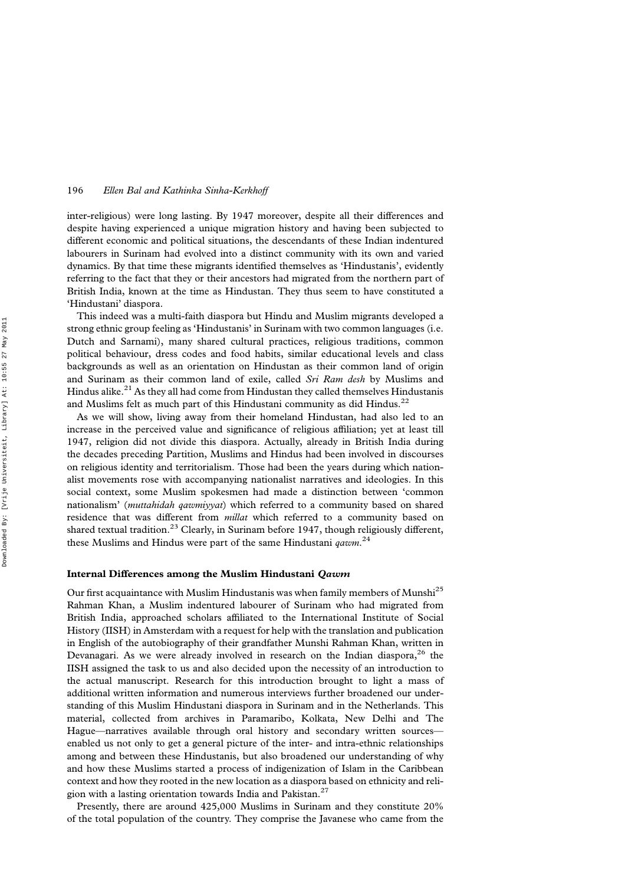inter-religious) were long lasting. By 1947 moreover, despite all their differences and despite having experienced a unique migration history and having been subjected to different economic and political situations, the descendants of these Indian indentured labourers in Surinam had evolved into a distinct community with its own and varied dynamics. By that time these migrants identified themselves as 'Hindustanis', evidently referring to the fact that they or their ancestors had migrated from the northern part of British India, known at the time as Hindustan. They thus seem to have constituted a 'Hindustani' diaspora.

This indeed was a multi-faith diaspora but Hindu and Muslim migrants developed a strong ethnic group feeling as 'Hindustanis' in Surinam with two common languages (i.e. Dutch and Sarnami), many shared cultural practices, religious traditions, common political behaviour, dress codes and food habits, similar educational levels and class backgrounds as well as an orientation on Hindustan as their common land of origin and Surinam as their common land of exile, called *Sri Ram desh* by Muslims and Hindus alike.[21] As they all had come from Hindustan they called themselves Hindustanis and Muslims felt as much part of this Hindustani community as did Hindus.[22]

As we will show, living away from their homeland Hindustan, had also led to an increase in the perceived value and significance of religious affiliation; yet at least till 1947, religion did not divide this diaspora. Actually, already in British India during the decades preceding Partition, Muslims and Hindus had been involved in discourses on religious identity and territorialism. Those had been the years during which nationalist movements rose with accompanying nationalist narratives and ideologies. In this social context, some Muslim spokesmen had made a distinction between 'common nationalism' (*muttahidah qawmiyyat*) which referred to a community based on shared residence that was different from *millat* which referred to a community based on shared textual tradition.[23] Clearly, in Surinam before 1947, though religiously different, these Muslims and Hindus were part of the same Hindustani *qawm*.[24]

### Internal Differences among the Muslim Hindustani *Qawm*

Our first acquaintance with Muslim Hindustanis was when family members of Munshi[25] Rahman Khan, a Muslim indentured labourer of Surinam who had migrated from British India, approached scholars affiliated to the International Institute of Social History (IISH) in Amsterdam with a request for help with the translation and publication in English of the autobiography of their grandfather Munshi Rahman Khan, written in Devanagari. As we were already involved in research on the Indian diaspora,[26] the IISH assigned the task to us and also decided upon the necessity of an introduction to the actual manuscript. Research for this introduction brought to light a mass of additional written information and numerous interviews further broadened our understanding of this Muslim Hindustani diaspora in Surinam and in the Netherlands. This material, collected from archives in Paramaribo, Kolkata, New Delhi and The Hague—narratives available through oral history and secondary written sources—enabled us not only to get a general picture of the inter- and intra-ethnic relationships among and between these Hindustanis, but also broadened our understanding of why and how these Muslims started a process of indigenization of Islam in the Caribbean context and how they rooted in the new location as a diaspora based on ethnicity and religion with a lasting orientation towards India and Pakistan.[27]

Presently, there are around 425,000 Muslims in Surinam and they constitute 20% of the total population of the country. They comprise the Javanese who came from the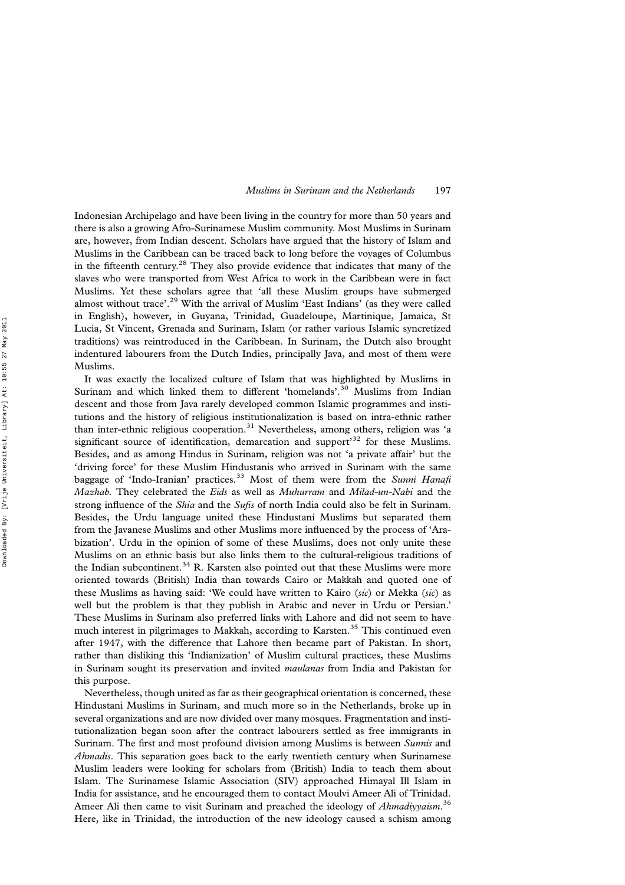Indonesian Archipelago and have been living in the country for more than 50 years and there is also a growing Afro-Surinamese Muslim community. Most Muslims in Surinam are, however, from Indian descent. Scholars have argued that the history of Islam and Muslims in the Caribbean can be traced back to long before the voyages of Columbus in the fifteenth century.[28] They also provide evidence that indicates that many of the slaves who were transported from West Africa to work in the Caribbean were in fact Muslims. Yet these scholars agree that 'all these Muslim groups have submerged almost without trace'.[29] With the arrival of Muslim 'East Indians' (as they were called in English), however, in Guyana, Trinidad, Guadeloupe, Martinique, Jamaica, St Lucia, St Vincent, Grenada and Surinam, Islam (or rather various Islamic syncretized traditions) was reintroduced in the Caribbean. In Surinam, the Dutch also brought indentured labourers from the Dutch Indies, principally Java, and most of them were Muslims.

It was exactly the localized culture of Islam that was highlighted by Muslims in Surinam and which linked them to different 'homelands'.[30] Muslims from Indian descent and those from Java rarely developed common Islamic programmes and institutions and the history of religious institutionalization is based on intra-ethnic rather than inter-ethnic religious cooperation.[31] Nevertheless, among others, religion was 'a significant source of identification, demarcation and support'[32] for these Muslims. Besides, and as among Hindus in Surinam, religion was not 'a private affair' but the 'driving force' for these Muslim Hindustanis who arrived in Surinam with the same baggage of 'Indo-Iranian' practices.[33] Most of them were from the *Sunni Hanafi Mazhab*. They celebrated the *Eids* as well as *Muhurram* and *Milad-un-Nabi* and the strong influence of the *Shia* and the *Sufis* of north India could also be felt in Surinam. Besides, the Urdu language united these Hindustani Muslims but separated them from the Javanese Muslims and other Muslims more influenced by the process of 'Arabization'. Urdu in the opinion of some of these Muslims, does not only unite these Muslims on an ethnic basis but also links them to the cultural-religious traditions of the Indian subcontinent.[34] R. Karsten also pointed out that these Muslims were more oriented towards (British) India than towards Cairo or Makkah and quoted one of these Muslims as having said: 'We could have written to Kairo (*sic*) or Mekka (*sic*) as well but the problem is that they publish in Arabic and never in Urdu or Persian.' These Muslims in Surinam also preferred links with Lahore and did not seem to have much interest in pilgrimages to Makkah, according to Karsten.[35] This continued even after 1947, with the difference that Lahore then became part of Pakistan. In short, rather than disliking this 'Indianization' of Muslim cultural practices, these Muslims in Surinam sought its preservation and invited *maulanas* from India and Pakistan for this purpose.

Nevertheless, though united as far as their geographical orientation is concerned, these Hindustani Muslims in Surinam, and much more so in the Netherlands, broke up in several organizations and are now divided over many mosques. Fragmentation and institutionalization began soon after the contract labourers settled as free immigrants in Surinam. The first and most profound division among Muslims is between *Sunnis* and *Ahmadis*. This separation goes back to the early twentieth century when Surinamese Muslim leaders were looking for scholars from (British) India to teach them about Islam. The Surinamese Islamic Association (SIV) approached Himayal Ill Islam in India for assistance, and he encouraged them to contact Moulvi Ameer Ali of Trinidad. Ameer Ali then came to visit Surinam and preached the ideology of *Ahmadiyyaism*.[36] Here, like in Trinidad, the introduction of the new ideology caused a schism among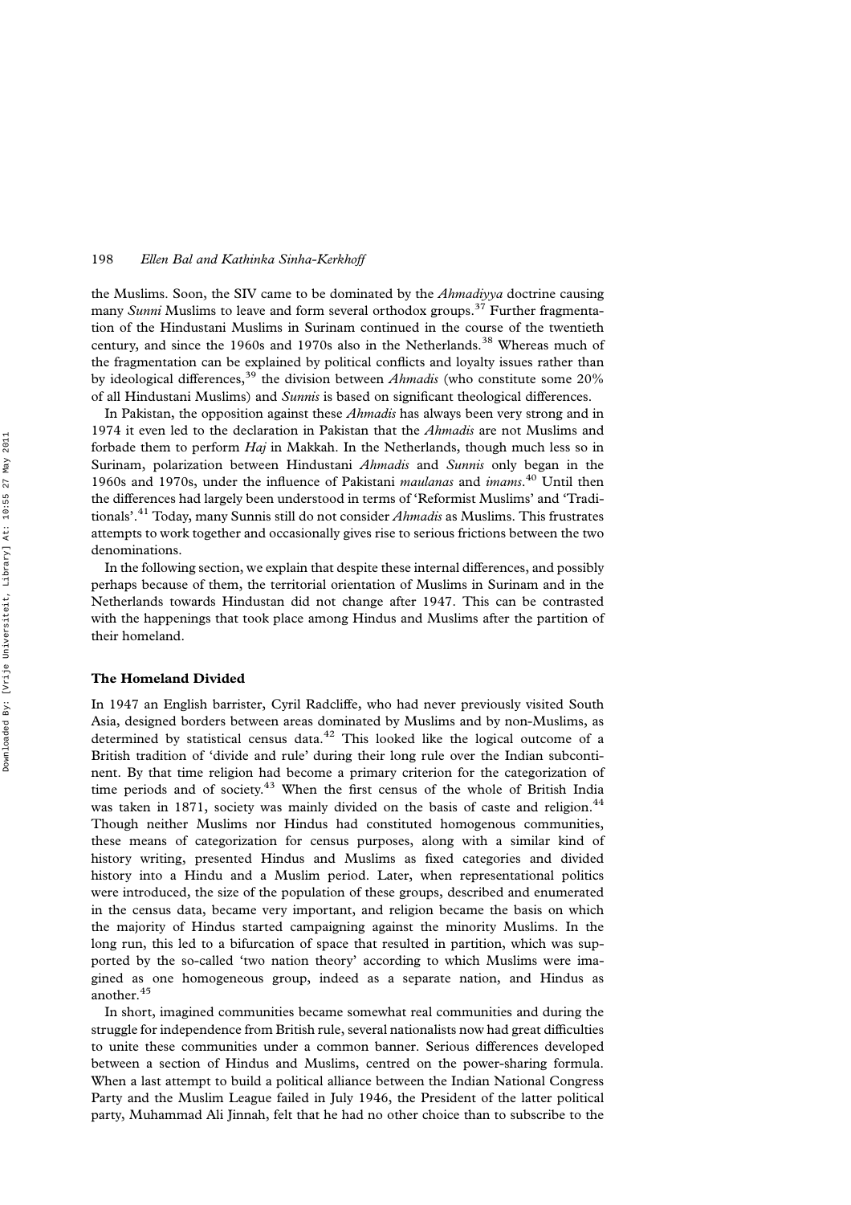the Muslims. Soon, the SIV came to be dominated by the *Ahmadiyya* doctrine causing many *Sunni* Muslims to leave and form several orthodox groups.[37] Further fragmentation of the Hindustani Muslims in Surinam continued in the course of the twentieth century, and since the 1960s and 1970s also in the Netherlands.[38] Whereas much of the fragmentation can be explained by political conflicts and loyalty issues rather than by ideological differences,[39] the division between *Ahmadis* (who constitute some 20% of all Hindustani Muslims) and *Sunnis* is based on significant theological differences.

In Pakistan, the opposition against these *Ahmadis* has always been very strong and in 1974 it even led to the declaration in Pakistan that the *Ahmadis* are not Muslims and forbade them to perform *Haj* in Makkah. In the Netherlands, though much less so in Surinam, polarization between Hindustani *Ahmadis* and *Sunnis* only began in the 1960s and 1970s, under the influence of Pakistani *maulanas* and *imams*.[40] Until then the differences had largely been understood in terms of 'Reformist Muslims' and 'Traditionals'.[41] Today, many Sunnis still do not consider *Ahmadis* as Muslims. This frustrates attempts to work together and occasionally gives rise to serious frictions between the two denominations.

In the following section, we explain that despite these internal differences, and possibly perhaps because of them, the territorial orientation of Muslims in Surinam and in the Netherlands towards Hindustan did not change after 1947. This can be contrasted with the happenings that took place among Hindus and Muslims after the partition of their homeland.

## The Homeland Divided

In 1947 an English barrister, Cyril Radcliffe, who had never previously visited South Asia, designed borders between areas dominated by Muslims and by non-Muslims, as determined by statistical census data.[42] This looked like the logical outcome of a British tradition of 'divide and rule' during their long rule over the Indian subcontinent. By that time religion had become a primary criterion for the categorization of time periods and of society.[43] When the first census of the whole of British India was taken in 1871, society was mainly divided on the basis of caste and religion.[44] Though neither Muslims nor Hindus had constituted homogenous communities, these means of categorization for census purposes, along with a similar kind of history writing, presented Hindus and Muslims as fixed categories and divided history into a Hindu and a Muslim period. Later, when representational politics were introduced, the size of the population of these groups, described and enumerated in the census data, became very important, and religion became the basis on which the majority of Hindus started campaigning against the minority Muslims. In the long run, this led to a bifurcation of space that resulted in partition, which was supported by the so-called 'two nation theory' according to which Muslims were imagined as one homogeneous group, indeed as a separate nation, and Hindus as another.[45]

In short, imagined communities became somewhat real communities and during the struggle for independence from British rule, several nationalists now had great difficulties to unite these communities under a common banner. Serious differences developed between a section of Hindus and Muslims, centred on the power-sharing formula. When a last attempt to build a political alliance between the Indian National Congress Party and the Muslim League failed in July 1946, the President of the latter political party, Muhammad Ali Jinnah, felt that he had no other choice than to subscribe to the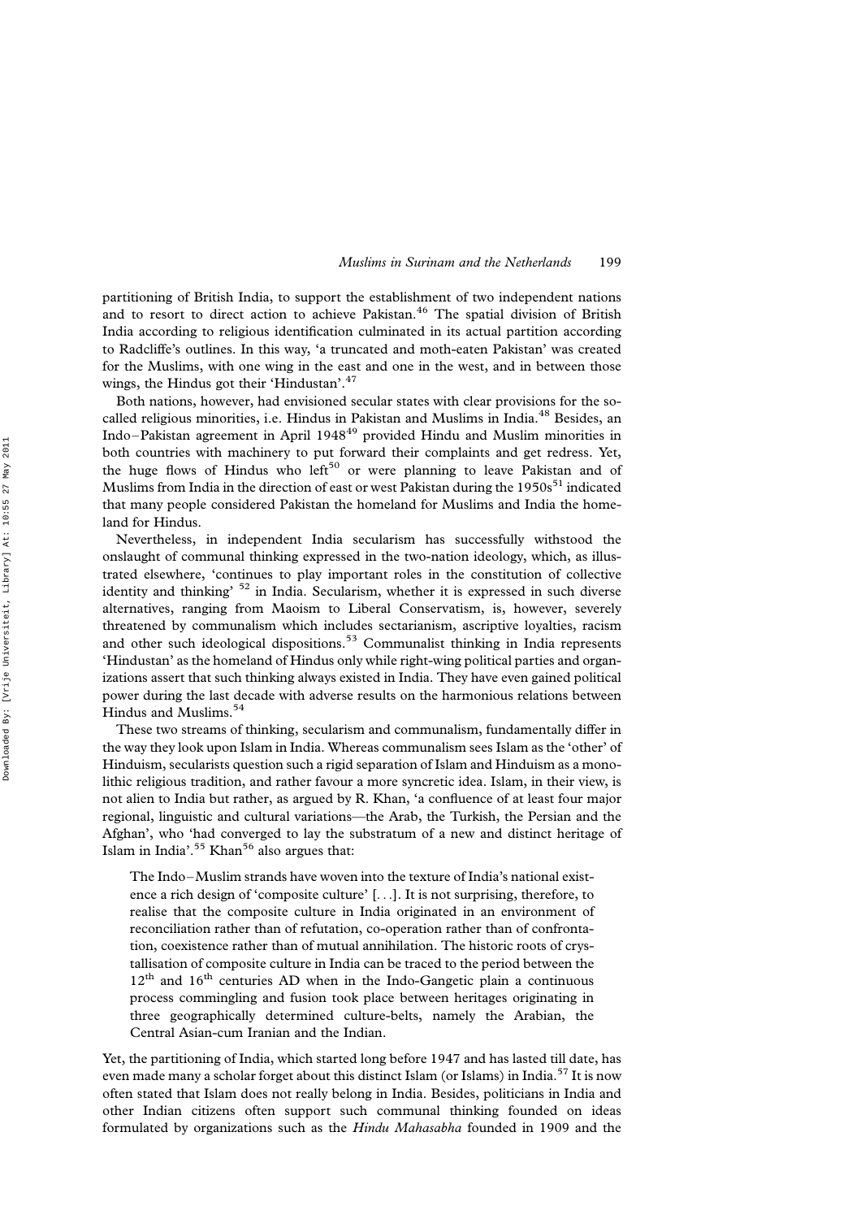partitioning of British India, to support the establishment of two independent nations and to resort to direct action to achieve Pakistan.[46] The spatial division of British India according to religious identification culminated in its actual partition according to Radcliffe's outlines. In this way, 'a truncated and moth-eaten Pakistan' was created for the Muslims, with one wing in the east and one in the west, and in between those wings, the Hindus got their 'Hindustan'.[47]

Both nations, however, had envisioned secular states with clear provisions for the so-called religious minorities, i.e. Hindus in Pakistan and Muslims in India.[48] Besides, an Indo–Pakistan agreement in April 1948[49] provided Hindu and Muslim minorities in both countries with machinery to put forward their complaints and get redress. Yet, the huge flows of Hindus who left[50] or were planning to leave Pakistan and of Muslims from India in the direction of east or west Pakistan during the 1950s[51] indicated that many people considered Pakistan the homeland for Muslims and India the homeland for Hindus.

Nevertheless, in independent India secularism has successfully withstood the onslaught of communal thinking expressed in the two-nation ideology, which, as illustrated elsewhere, 'continues to play important roles in the constitution of collective identity and thinking' [52] in India. Secularism, whether it is expressed in such diverse alternatives, ranging from Maoism to Liberal Conservatism, is, however, severely threatened by communalism which includes sectarianism, ascriptive loyalties, racism and other such ideological dispositions.[53] Communalist thinking in India represents 'Hindustan' as the homeland of Hindus only while right-wing political parties and organizations assert that such thinking always existed in India. They have even gained political power during the last decade with adverse results on the harmonious relations between Hindus and Muslims.[54]

These two streams of thinking, secularism and communalism, fundamentally differ in the way they look upon Islam in India. Whereas communalism sees Islam as the 'other' of Hinduism, secularists question such a rigid separation of Islam and Hinduism as a monolithic religious tradition, and rather favour a more syncretic idea. Islam, in their view, is not alien to India but rather, as argued by R. Khan, 'a confluence of at least four major regional, linguistic and cultural variations—the Arab, the Turkish, the Persian and the Afghan', who 'had converged to lay the substratum of a new and distinct heritage of Islam in India'.[55] Khan[56] also argues that:

> The Indo–Muslim strands have woven into the texture of India's national existence a rich design of 'composite culture' [...]. It is not surprising, therefore, to realise that the composite culture in India originated in an environment of reconciliation rather than of refutation, co-operation rather than of confrontation, coexistence rather than of mutual annihilation. The historic roots of crystallisation of composite culture in India can be traced to the period between the 12th and 16th centuries AD when in the Indo-Gangetic plain a continuous process commingling and fusion took place between heritages originating in three geographically determined culture-belts, namely the Arabian, the Central Asian-cum Iranian and the Indian.

Yet, the partitioning of India, which started long before 1947 and has lasted till date, has even made many a scholar forget about this distinct Islam (or Islams) in India.[57] It is now often stated that Islam does not really belong in India. Besides, politicians in India and other Indian citizens often support such communal thinking founded on ideas formulated by organizations such as the *Hindu Mahasabha* founded in 1909 and the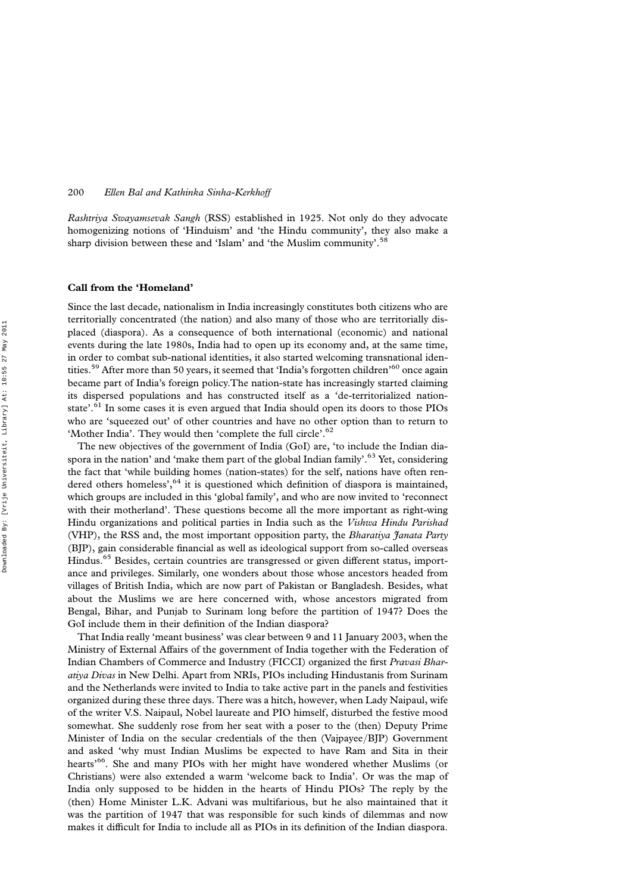*Rashtriya Swayamsevak Sangh* (RSS) established in 1925. Not only do they advocate homogenizing notions of 'Hinduism' and 'the Hindu community', they also make a sharp division between these and 'Islam' and 'the Muslim community'.[58]

### Call from the 'Homeland'

Since the last decade, nationalism in India increasingly constitutes both citizens who are territorially concentrated (the nation) and also many of those who are territorially displaced (diaspora). As a consequence of both international (economic) and national events during the late 1980s, India had to open up its economy and, at the same time, in order to combat sub-national identities, it also started welcoming transnational identities.[59] After more than 50 years, it seemed that 'India's forgotten children'[60] once again became part of India's foreign policy.The nation-state has increasingly started claiming its dispersed populations and has constructed itself as a 'de-territorialized nation-state'.[61] In some cases it is even argued that India should open its doors to those PIOs who are 'squeezed out' of other countries and have no other option than to return to 'Mother India'. They would then 'complete the full circle'.[62]

The new objectives of the government of India (GoI) are, 'to include the Indian diaspora in the nation' and 'make them part of the global Indian family'.[63] Yet, considering the fact that 'while building homes (nation-states) for the self, nations have often rendered others homeless',[64] it is questioned which definition of diaspora is maintained, which groups are included in this 'global family', and who are now invited to 'reconnect with their motherland'. These questions become all the more important as right-wing Hindu organizations and political parties in India such as the *Vishwa Hindu Parishad* (VHP), the RSS and, the most important opposition party, the *Bharatiya Janata Party* (BJP), gain considerable financial as well as ideological support from so-called overseas Hindus.[65] Besides, certain countries are transgressed or given different status, importance and privileges. Similarly, one wonders about those whose ancestors headed from villages of British India, which are now part of Pakistan or Bangladesh. Besides, what about the Muslims we are here concerned with, whose ancestors migrated from Bengal, Bihar, and Punjab to Surinam long before the partition of 1947? Does the GoI include them in their definition of the Indian diaspora?

That India really 'meant business' was clear between 9 and 11 January 2003, when the Ministry of External Affairs of the government of India together with the Federation of Indian Chambers of Commerce and Industry (FICCI) organized the first *Pravasi Bharatiya Divas* in New Delhi. Apart from NRIs, PIOs including Hindustanis from Surinam and the Netherlands were invited to India to take active part in the panels and festivities organized during these three days. There was a hitch, however, when Lady Naipaul, wife of the writer V.S. Naipaul, Nobel laureate and PIO himself, disturbed the festive mood somewhat. She suddenly rose from her seat with a poser to the (then) Deputy Prime Minister of India on the secular credentials of the then (Vajpayee/BJP) Government and asked 'why must Indian Muslims be expected to have Ram and Sita in their hearts'[66]. She and many PIOs with her might have wondered whether Muslims (or Christians) were also extended a warm 'welcome back to India'. Or was the map of India only supposed to be hidden in the hearts of Hindu PIOs? The reply by the (then) Home Minister L.K. Advani was multifarious, but he also maintained that it was the partition of 1947 that was responsible for such kinds of dilemmas and now makes it difficult for India to include all as PIOs in its definition of the Indian diaspora.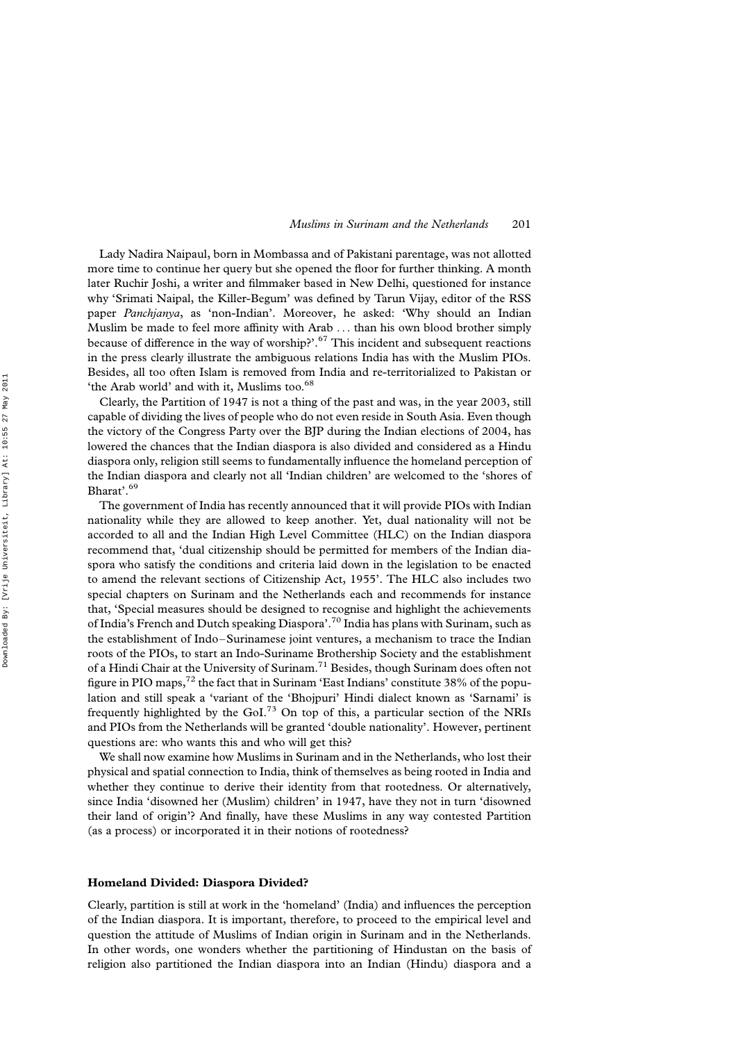Lady Nadira Naipaul, born in Mombassa and of Pakistani parentage, was not allotted more time to continue her query but she opened the floor for further thinking. A month later Ruchir Joshi, a writer and filmmaker based in New Delhi, questioned for instance why 'Srimati Naipal, the Killer-Begum' was defined by Tarun Vijay, editor of the RSS paper *Panchjanya*, as 'non-Indian'. Moreover, he asked: 'Why should an Indian Muslim be made to feel more affinity with Arab … than his own blood brother simply because of difference in the way of worship?'.[67] This incident and subsequent reactions in the press clearly illustrate the ambiguous relations India has with the Muslim PIOs. Besides, all too often Islam is removed from India and re-territorialized to Pakistan or 'the Arab world' and with it, Muslims too.[68]

Clearly, the Partition of 1947 is not a thing of the past and was, in the year 2003, still capable of dividing the lives of people who do not even reside in South Asia. Even though the victory of the Congress Party over the BJP during the Indian elections of 2004, has lowered the chances that the Indian diaspora is also divided and considered as a Hindu diaspora only, religion still seems to fundamentally influence the homeland perception of the Indian diaspora and clearly not all 'Indian children' are welcomed to the 'shores of Bharat'.[69]

The government of India has recently announced that it will provide PIOs with Indian nationality while they are allowed to keep another. Yet, dual nationality will not be accorded to all and the Indian High Level Committee (HLC) on the Indian diaspora recommend that, 'dual citizenship should be permitted for members of the Indian diaspora who satisfy the conditions and criteria laid down in the legislation to be enacted to amend the relevant sections of Citizenship Act, 1955'. The HLC also includes two special chapters on Surinam and the Netherlands each and recommends for instance that, 'Special measures should be designed to recognise and highlight the achievements of India's French and Dutch speaking Diaspora'.[70] India has plans with Surinam, such as the establishment of Indo–Surinamese joint ventures, a mechanism to trace the Indian roots of the PIOs, to start an Indo-Suriname Brothership Society and the establishment of a Hindi Chair at the University of Surinam.[71] Besides, though Surinam does often not figure in PIO maps,[72] the fact that in Surinam 'East Indians' constitute 38% of the population and still speak a 'variant of the 'Bhojpuri' Hindi dialect known as 'Sarnami' is frequently highlighted by the GoI.[73] On top of this, a particular section of the NRIs and PIOs from the Netherlands will be granted 'double nationality'. However, pertinent questions are: who wants this and who will get this?

We shall now examine how Muslims in Surinam and in the Netherlands, who lost their physical and spatial connection to India, think of themselves as being rooted in India and whether they continue to derive their identity from that rootedness. Or alternatively, since India 'disowned her (Muslim) children' in 1947, have they not in turn 'disowned their land of origin'? And finally, have these Muslims in any way contested Partition (as a process) or incorporated it in their notions of rootedness?

## Homeland Divided: Diaspora Divided?

Clearly, partition is still at work in the 'homeland' (India) and influences the perception of the Indian diaspora. It is important, therefore, to proceed to the empirical level and question the attitude of Muslims of Indian origin in Surinam and in the Netherlands. In other words, one wonders whether the partitioning of Hindustan on the basis of religion also partitioned the Indian diaspora into an Indian (Hindu) diaspora and a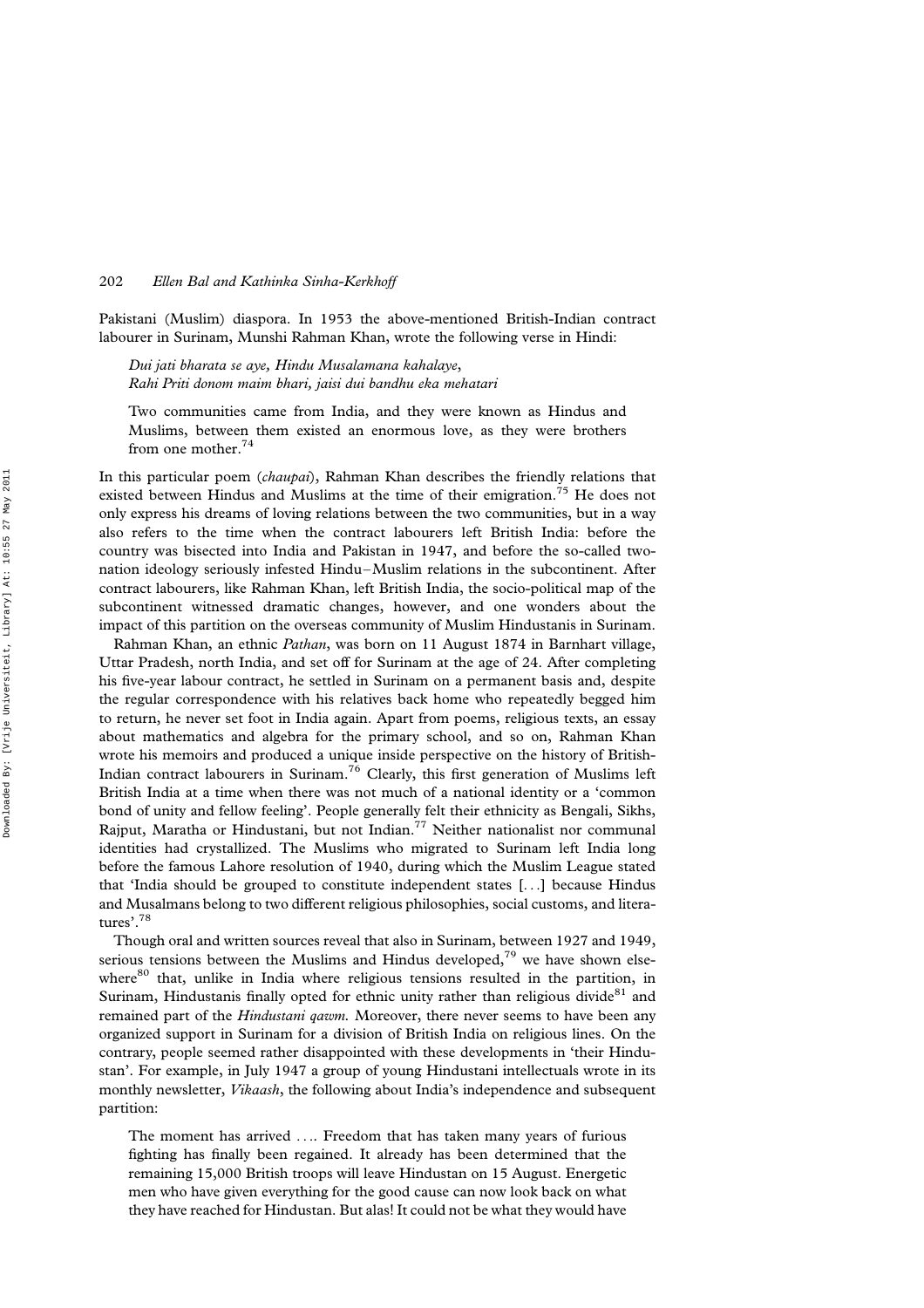Pakistani (Muslim) diaspora. In 1953 the above-mentioned British-Indian contract labourer in Surinam, Munshi Rahman Khan, wrote the following verse in Hindi:

> *Dui jati bharata se aye, Hindu Musalamana kahalaye,*
> *Rahi Priti donom maim bhari, jaisi dui bandhu eka mehatari*
>
> Two communities came from India, and they were known as Hindus and Muslims, between them existed an enormous love, as they were brothers from one mother.[74]

In this particular poem (*chaupai*), Rahman Khan describes the friendly relations that existed between Hindus and Muslims at the time of their emigration.[75] He does not only express his dreams of loving relations between the two communities, but in a way also refers to the time when the contract labourers left British India: before the country was bisected into India and Pakistan in 1947, and before the so-called two-nation ideology seriously infested Hindu–Muslim relations in the subcontinent. After contract labourers, like Rahman Khan, left British India, the socio-political map of the subcontinent witnessed dramatic changes, however, and one wonders about the impact of this partition on the overseas community of Muslim Hindustanis in Surinam.

Rahman Khan, an ethnic *Pathan*, was born on 11 August 1874 in Barnhart village, Uttar Pradesh, north India, and set off for Surinam at the age of 24. After completing his five-year labour contract, he settled in Surinam on a permanent basis and, despite the regular correspondence with his relatives back home who repeatedly begged him to return, he never set foot in India again. Apart from poems, religious texts, an essay about mathematics and algebra for the primary school, and so on, Rahman Khan wrote his memoirs and produced a unique inside perspective on the history of British-Indian contract labourers in Surinam.[76] Clearly, this first generation of Muslims left British India at a time when there was not much of a national identity or a 'common bond of unity and fellow feeling'. People generally felt their ethnicity as Bengali, Sikhs, Rajput, Maratha or Hindustani, but not Indian.[77] Neither nationalist nor communal identities had crystallized. The Muslims who migrated to Surinam left India long before the famous Lahore resolution of 1940, during which the Muslim League stated that 'India should be grouped to constitute independent states [...] because Hindus and Musalmans belong to two different religious philosophies, social customs, and literatures'.[78]

Though oral and written sources reveal that also in Surinam, between 1927 and 1949, serious tensions between the Muslims and Hindus developed,[79] we have shown elsewhere[80] that, unlike in India where religious tensions resulted in the partition, in Surinam, Hindustanis finally opted for ethnic unity rather than religious divide[81] and remained part of the *Hindustani qawm*. Moreover, there never seems to have been any organized support in Surinam for a division of British India on religious lines. On the contrary, people seemed rather disappointed with these developments in 'their Hindustan'. For example, in July 1947 a group of young Hindustani intellectuals wrote in its monthly newsletter, *Vikaash*, the following about India's independence and subsequent partition:

> The moment has arrived .... Freedom that has taken many years of furious fighting has finally been regained. It already has been determined that the remaining 15,000 British troops will leave Hindustan on 15 August. Energetic men who have given everything for the good cause can now look back on what they have reached for Hindustan. But alas! It could not be what they would have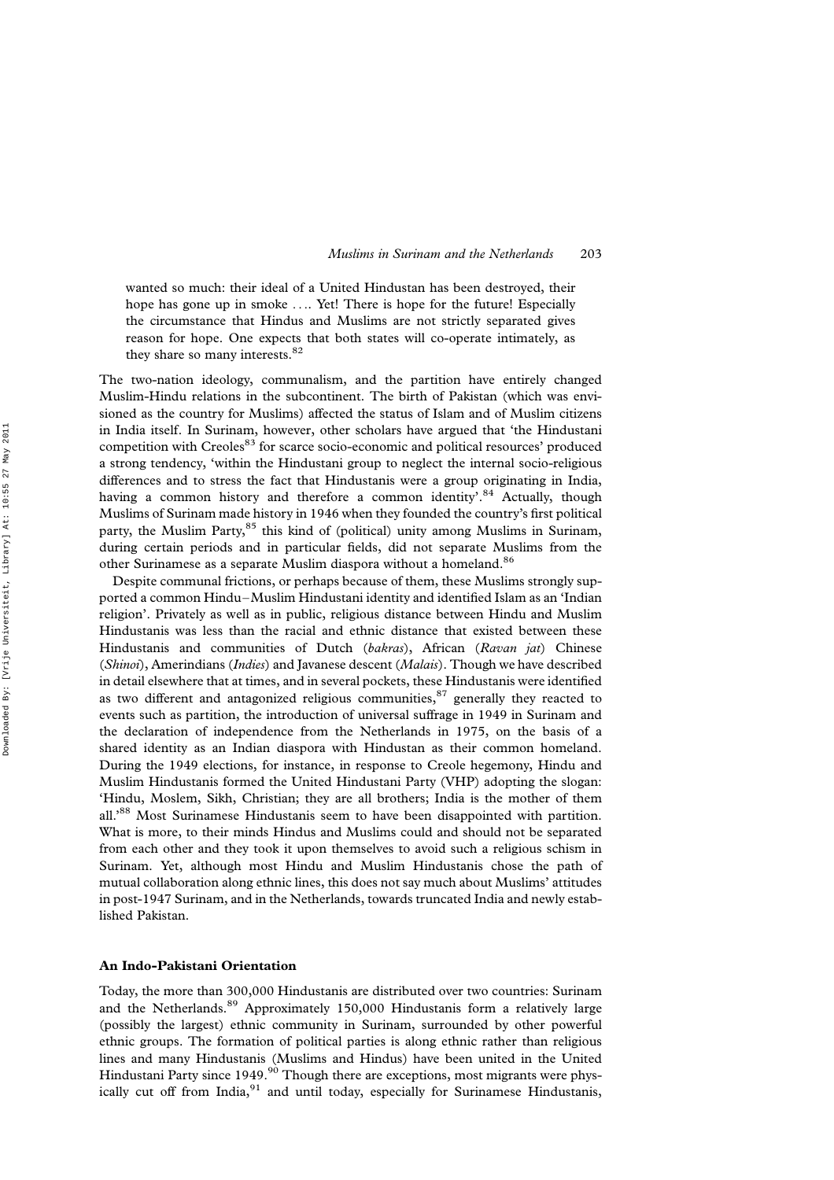wanted so much: their ideal of a United Hindustan has been destroyed, their hope has gone up in smoke .... Yet! There is hope for the future! Especially the circumstance that Hindus and Muslims are not strictly separated gives reason for hope. One expects that both states will co-operate intimately, as they share so many interests.[82]

The two-nation ideology, communalism, and the partition have entirely changed Muslim-Hindu relations in the subcontinent. The birth of Pakistan (which was envisioned as the country for Muslims) affected the status of Islam and of Muslim citizens in India itself. In Surinam, however, other scholars have argued that 'the Hindustani competition with Creoles[83] for scarce socio-economic and political resources' produced a strong tendency, 'within the Hindustani group to neglect the internal socio-religious differences and to stress the fact that Hindustanis were a group originating in India, having a common history and therefore a common identity'.[84] Actually, though Muslims of Surinam made history in 1946 when they founded the country's first political party, the Muslim Party,[85] this kind of (political) unity among Muslims in Surinam, during certain periods and in particular fields, did not separate Muslims from the other Surinamese as a separate Muslim diaspora without a homeland.[86]

Despite communal frictions, or perhaps because of them, these Muslims strongly supported a common Hindu–Muslim Hindustani identity and identified Islam as an 'Indian religion'. Privately as well as in public, religious distance between Hindu and Muslim Hindustanis was less than the racial and ethnic distance that existed between these Hindustanis and communities of Dutch (*bakras*), African (*Ravan jat*) Chinese (*Shinoi*), Amerindians (*Indies*) and Javanese descent (*Malais*). Though we have described in detail elsewhere that at times, and in several pockets, these Hindustanis were identified as two different and antagonized religious communities,[87] generally they reacted to events such as partition, the introduction of universal suffrage in 1949 in Surinam and the declaration of independence from the Netherlands in 1975, on the basis of a shared identity as an Indian diaspora with Hindustan as their common homeland. During the 1949 elections, for instance, in response to Creole hegemony, Hindu and Muslim Hindustanis formed the United Hindustani Party (VHP) adopting the slogan: 'Hindu, Moslem, Sikh, Christian; they are all brothers; India is the mother of them all.'[88] Most Surinamese Hindustanis seem to have been disappointed with partition. What is more, to their minds Hindus and Muslims could and should not be separated from each other and they took it upon themselves to avoid such a religious schism in Surinam. Yet, although most Hindu and Muslim Hindustanis chose the path of mutual collaboration along ethnic lines, this does not say much about Muslims' attitudes in post-1947 Surinam, and in the Netherlands, towards truncated India and newly established Pakistan.

## An Indo-Pakistani Orientation

Today, the more than 300,000 Hindustanis are distributed over two countries: Surinam and the Netherlands.[89] Approximately 150,000 Hindustanis form a relatively large (possibly the largest) ethnic community in Surinam, surrounded by other powerful ethnic groups. The formation of political parties is along ethnic rather than religious lines and many Hindustanis (Muslims and Hindus) have been united in the United Hindustani Party since 1949.[90] Though there are exceptions, most migrants were physically cut off from India,[91] and until today, especially for Surinamese Hindustanis,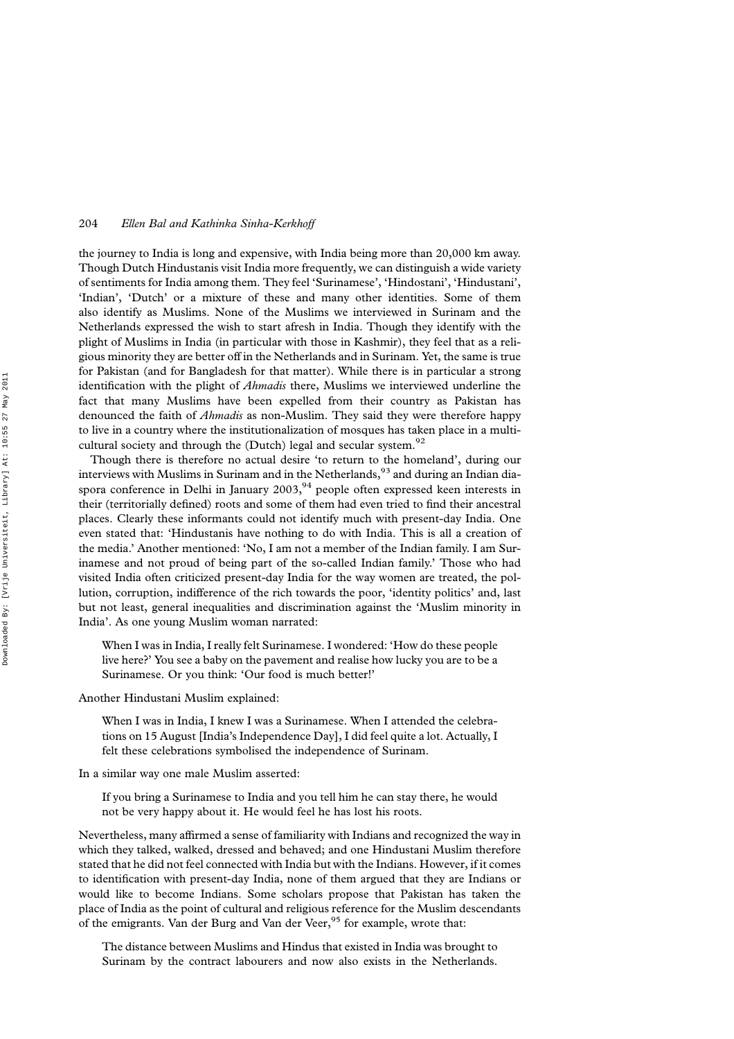the journey to India is long and expensive, with India being more than 20,000 km away. Though Dutch Hindustanis visit India more frequently, we can distinguish a wide variety of sentiments for India among them. They feel 'Surinamese', 'Hindostani', 'Hindustani', 'Indian', 'Dutch' or a mixture of these and many other identities. Some of them also identify as Muslims. None of the Muslims we interviewed in Surinam and the Netherlands expressed the wish to start afresh in India. Though they identify with the plight of Muslims in India (in particular with those in Kashmir), they feel that as a religious minority they are better off in the Netherlands and in Surinam. Yet, the same is true for Pakistan (and for Bangladesh for that matter). While there is in particular a strong identification with the plight of *Ahmadis* there, Muslims we interviewed underline the fact that many Muslims have been expelled from their country as Pakistan has denounced the faith of *Ahmadis* as non-Muslim. They said they were therefore happy to live in a country where the institutionalization of mosques has taken place in a multicultural society and through the (Dutch) legal and secular system.[92]

Though there is therefore no actual desire 'to return to the homeland', during our interviews with Muslims in Surinam and in the Netherlands,[93] and during an Indian diaspora conference in Delhi in January 2003,[94] people often expressed keen interests in their (territorially defined) roots and some of them had even tried to find their ancestral places. Clearly these informants could not identify much with present-day India. One even stated that: 'Hindustanis have nothing to do with India. This is all a creation of the media.' Another mentioned: 'No, I am not a member of the Indian family. I am Surinamese and not proud of being part of the so-called Indian family.' Those who had visited India often criticized present-day India for the way women are treated, the pollution, corruption, indifference of the rich towards the poor, 'identity politics' and, last but not least, general inequalities and discrimination against the 'Muslim minority in India'. As one young Muslim woman narrated:

> When I was in India, I really felt Surinamese. I wondered: 'How do these people live here?' You see a baby on the pavement and realise how lucky you are to be a Surinamese. Or you think: 'Our food is much better!'

Another Hindustani Muslim explained:

> When I was in India, I knew I was a Surinamese. When I attended the celebrations on 15 August [India's Independence Day], I did feel quite a lot. Actually, I felt these celebrations symbolised the independence of Surinam.

In a similar way one male Muslim asserted:

> If you bring a Surinamese to India and you tell him he can stay there, he would not be very happy about it. He would feel he has lost his roots.

Nevertheless, many affirmed a sense of familiarity with Indians and recognized the way in which they talked, walked, dressed and behaved; and one Hindustani Muslim therefore stated that he did not feel connected with India but with the Indians. However, if it comes to identification with present-day India, none of them argued that they are Indians or would like to become Indians. Some scholars propose that Pakistan has taken the place of India as the point of cultural and religious reference for the Muslim descendants of the emigrants. Van der Burg and Van der Veer,[95] for example, wrote that:

> The distance between Muslims and Hindus that existed in India was brought to Surinam by the contract labourers and now also exists in the Netherlands.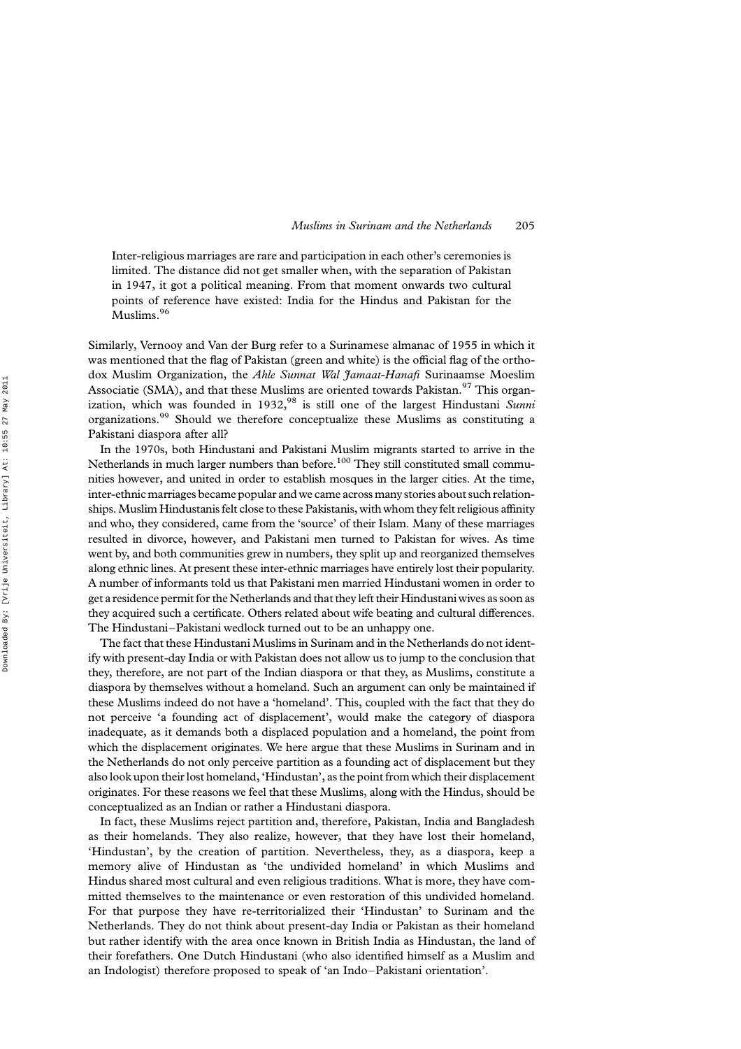> Inter-religious marriages are rare and participation in each other's ceremonies is limited. The distance did not get smaller when, with the separation of Pakistan in 1947, it got a political meaning. From that moment onwards two cultural points of reference have existed: India for the Hindus and Pakistan for the Muslims.[96]

Similarly, Vernooy and Van der Burg refer to a Surinamese almanac of 1955 in which it was mentioned that the flag of Pakistan (green and white) is the official flag of the orthodox Muslim Organization, the *Ahle Sunnat Wal Jamaat-Hanafi* Surinaamse Moeslim Associatie (SMA), and that these Muslims are oriented towards Pakistan.[97] This organization, which was founded in 1932,[98] is still one of the largest Hindustani *Sunni* organizations.[99] Should we therefore conceptualize these Muslims as constituting a Pakistani diaspora after all?

In the 1970s, both Hindustani and Pakistani Muslim migrants started to arrive in the Netherlands in much larger numbers than before.[100] They still constituted small communities however, and united in order to establish mosques in the larger cities. At the time, inter-ethnic marriages became popular and we came across many stories about such relationships. Muslim Hindustanis felt close to these Pakistanis, with whom they felt religious affinity and who, they considered, came from the 'source' of their Islam. Many of these marriages resulted in divorce, however, and Pakistani men turned to Pakistan for wives. As time went by, and both communities grew in numbers, they split up and reorganized themselves along ethnic lines. At present these inter-ethnic marriages have entirely lost their popularity. A number of informants told us that Pakistani men married Hindustani women in order to get a residence permit for the Netherlands and that they left their Hindustani wives as soon as they acquired such a certificate. Others related about wife beating and cultural differences. The Hindustani–Pakistani wedlock turned out to be an unhappy one.

The fact that these Hindustani Muslims in Surinam and in the Netherlands do not identify with present-day India or with Pakistan does not allow us to jump to the conclusion that they, therefore, are not part of the Indian diaspora or that they, as Muslims, constitute a diaspora by themselves without a homeland. Such an argument can only be maintained if these Muslims indeed do not have a 'homeland'. This, coupled with the fact that they do not perceive 'a founding act of displacement', would make the category of diaspora inadequate, as it demands both a displaced population and a homeland, the point from which the displacement originates. We here argue that these Muslims in Surinam and in the Netherlands do not only perceive partition as a founding act of displacement but they also look upon their lost homeland, 'Hindustan', as the point from which their displacement originates. For these reasons we feel that these Muslims, along with the Hindus, should be conceptualized as an Indian or rather a Hindustani diaspora.

In fact, these Muslims reject partition and, therefore, Pakistan, India and Bangladesh as their homelands. They also realize, however, that they have lost their homeland, 'Hindustan', by the creation of partition. Nevertheless, they, as a diaspora, keep a memory alive of Hindustan as 'the undivided homeland' in which Muslims and Hindus shared most cultural and even religious traditions. What is more, they have committed themselves to the maintenance or even restoration of this undivided homeland. For that purpose they have re-territorialized their 'Hindustan' to Surinam and the Netherlands. They do not think about present-day India or Pakistan as their homeland but rather identify with the area once known in British India as Hindustan, the land of their forefathers. One Dutch Hindustani (who also identified himself as a Muslim and an Indologist) therefore proposed to speak of 'an Indo–Pakistani orientation'.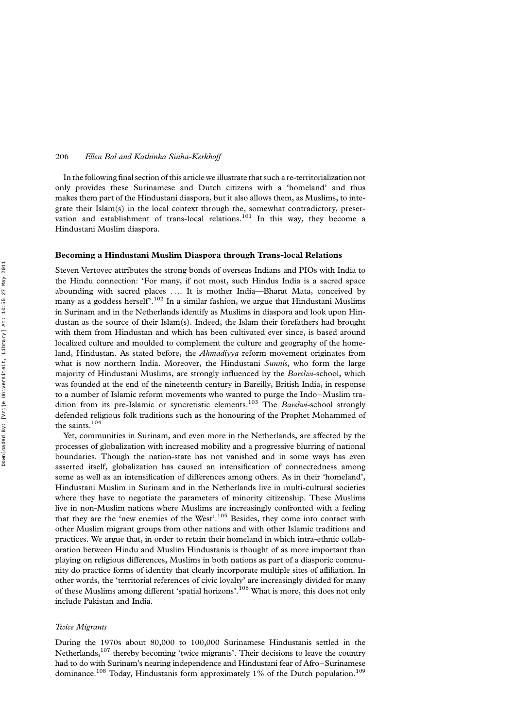In the following final section of this article we illustrate that such a re-territorialization not only provides these Surinamese and Dutch citizens with a 'homeland' and thus makes them part of the Hindustani diaspora, but it also allows them, as Muslims, to integrate their Islam(s) in the local context through the, somewhat contradictory, preservation and establishment of trans-local relations.[101] In this way, they become a Hindustani Muslim diaspora.

## Becoming a Hindustani Muslim Diaspora through Trans-local Relations

Steven Vertovec attributes the strong bonds of overseas Indians and PIOs with India to the Hindu connection: 'For many, if not most, such Hindus India is a sacred space abounding with sacred places …. It is mother India—Bharat Mata, conceived by many as a goddess herself'.[102] In a similar fashion, we argue that Hindustani Muslims in Surinam and in the Netherlands identify as Muslims in diaspora and look upon Hindustan as the source of their Islam(s). Indeed, the Islam their forefathers had brought with them from Hindustan and which has been cultivated ever since, is based around localized culture and moulded to complement the culture and geography of the homeland, Hindustan. As stated before, the *Ahmadiyya* reform movement originates from what is now northern India. Moreover, the Hindustani *Sunnis*, who form the large majority of Hindustani Muslims, are strongly influenced by the *Barelwi*-school, which was founded at the end of the nineteenth century in Bareilly, British India, in response to a number of Islamic reform movements who wanted to purge the Indo–Muslim tradition from its pre-Islamic or syncretistic elements.[103] The *Barelwi*-school strongly defended religious folk traditions such as the honouring of the Prophet Mohammed of the saints.[104]

Yet, communities in Surinam, and even more in the Netherlands, are affected by the processes of globalization with increased mobility and a progressive blurring of national boundaries. Though the nation-state has not vanished and in some ways has even asserted itself, globalization has caused an intensification of connectedness among some as well as an intensification of differences among others. As in their 'homeland', Hindustani Muslim in Surinam and in the Netherlands live in multi-cultural societies where they have to negotiate the parameters of minority citizenship. These Muslims live in non-Muslim nations where Muslims are increasingly confronted with a feeling that they are the 'new enemies of the West'.[105] Besides, they come into contact with other Muslim migrant groups from other nations and with other Islamic traditions and practices. We argue that, in order to retain their homeland in which intra-ethnic collaboration between Hindu and Muslim Hindustanis is thought of as more important than playing on religious differences, Muslims in both nations as part of a diasporic community do practice forms of identity that clearly incorporate multiple sites of affiliation. In other words, the 'territorial references of civic loyalty' are increasingly divided for many of these Muslims among different 'spatial horizons'.[106] What is more, this does not only include Pakistan and India.

### *Twice Migrants*

During the 1970s about 80,000 to 100,000 Surinamese Hindustanis settled in the Netherlands,[107] thereby becoming 'twice migrants'. Their decisions to leave the country had to do with Surinam's nearing independence and Hindustani fear of Afro–Surinamese dominance.[108] Today, Hindustanis form approximately 1% of the Dutch population.[109]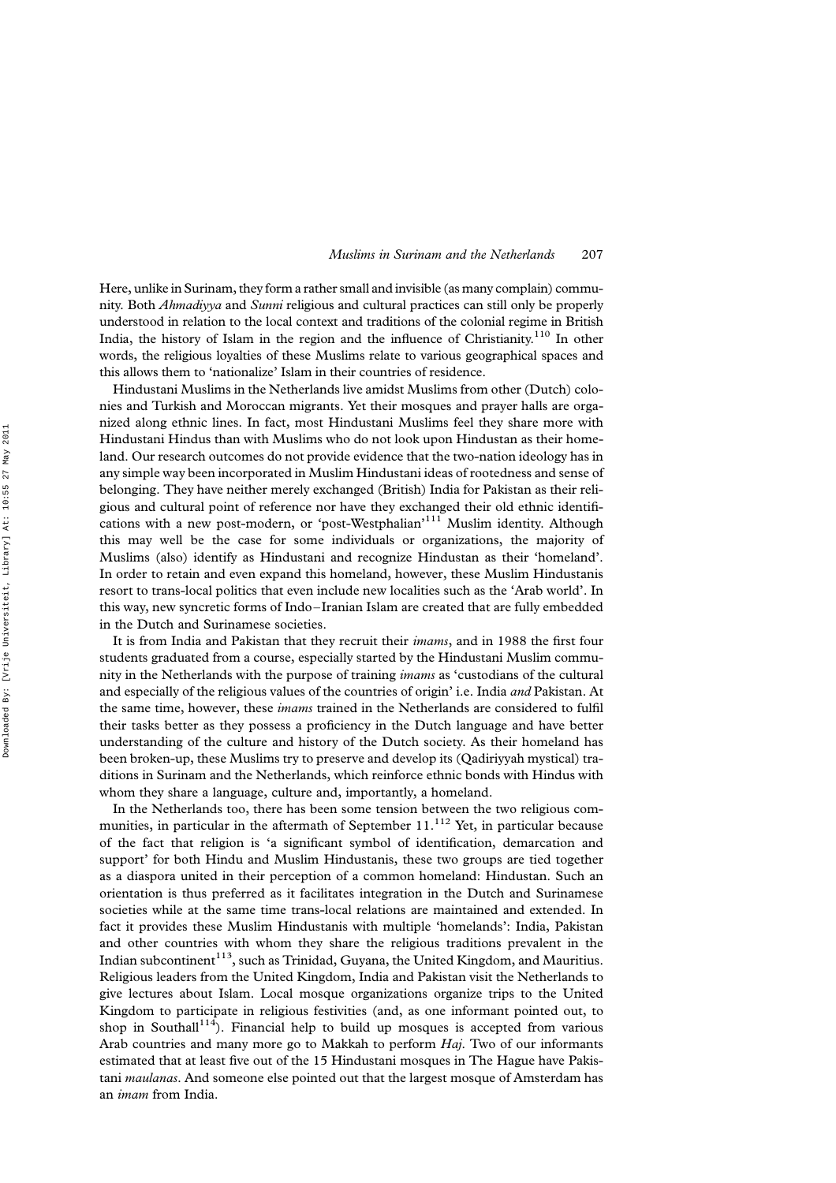Here, unlike in Surinam, they form a rather small and invisible (as many complain) community. Both *Ahmadiyya* and *Sunni* religious and cultural practices can still only be properly understood in relation to the local context and traditions of the colonial regime in British India, the history of Islam in the region and the influence of Christianity.[110] In other words, the religious loyalties of these Muslims relate to various geographical spaces and this allows them to 'nationalize' Islam in their countries of residence.

Hindustani Muslims in the Netherlands live amidst Muslims from other (Dutch) colonies and Turkish and Moroccan migrants. Yet their mosques and prayer halls are organized along ethnic lines. In fact, most Hindustani Muslims feel they share more with Hindustani Hindus than with Muslims who do not look upon Hindustan as their homeland. Our research outcomes do not provide evidence that the two-nation ideology has in any simple way been incorporated in Muslim Hindustani ideas of rootedness and sense of belonging. They have neither merely exchanged (British) India for Pakistan as their religious and cultural point of reference nor have they exchanged their old ethnic identifications with a new post-modern, or 'post-Westphalian'[111] Muslim identity. Although this may well be the case for some individuals or organizations, the majority of Muslims (also) identify as Hindustani and recognize Hindustan as their 'homeland'. In order to retain and even expand this homeland, however, these Muslim Hindustanis resort to trans-local politics that even include new localities such as the 'Arab world'. In this way, new syncretic forms of Indo–Iranian Islam are created that are fully embedded in the Dutch and Surinamese societies.

It is from India and Pakistan that they recruit their *imams*, and in 1988 the first four students graduated from a course, especially started by the Hindustani Muslim community in the Netherlands with the purpose of training *imams* as 'custodians of the cultural and especially of the religious values of the countries of origin' i.e. India *and* Pakistan. At the same time, however, these *imams* trained in the Netherlands are considered to fulfil their tasks better as they possess a proficiency in the Dutch language and have better understanding of the culture and history of the Dutch society. As their homeland has been broken-up, these Muslims try to preserve and develop its (Qadiriyyah mystical) traditions in Surinam and the Netherlands, which reinforce ethnic bonds with Hindus with whom they share a language, culture and, importantly, a homeland.

In the Netherlands too, there has been some tension between the two religious communities, in particular in the aftermath of September 11.[112] Yet, in particular because of the fact that religion is 'a significant symbol of identification, demarcation and support' for both Hindu and Muslim Hindustanis, these two groups are tied together as a diaspora united in their perception of a common homeland: Hindustan. Such an orientation is thus preferred as it facilitates integration in the Dutch and Surinamese societies while at the same time trans-local relations are maintained and extended. In fact it provides these Muslim Hindustanis with multiple 'homelands': India, Pakistan and other countries with whom they share the religious traditions prevalent in the Indian subcontinent[113], such as Trinidad, Guyana, the United Kingdom, and Mauritius. Religious leaders from the United Kingdom, India and Pakistan visit the Netherlands to give lectures about Islam. Local mosque organizations organize trips to the United Kingdom to participate in religious festivities (and, as one informant pointed out, to shop in Southall[114]). Financial help to build up mosques is accepted from various Arab countries and many more go to Makkah to perform *Haj*. Two of our informants estimated that at least five out of the 15 Hindustani mosques in The Hague have Pakistani *maulanas*. And someone else pointed out that the largest mosque of Amsterdam has an *imam* from India.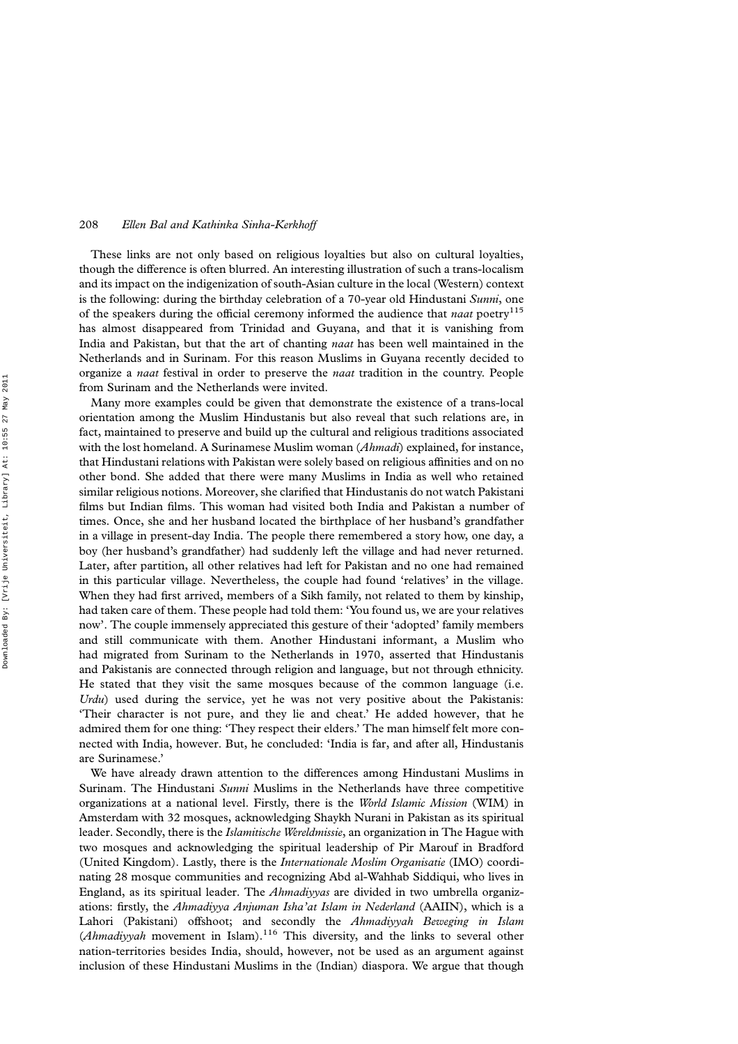These links are not only based on religious loyalties but also on cultural loyalties, though the difference is often blurred. An interesting illustration of such a trans-localism and its impact on the indigenization of south-Asian culture in the local (Western) context is the following: during the birthday celebration of a 70-year old Hindustani *Sunni*, one of the speakers during the official ceremony informed the audience that *naat* poetry[115] has almost disappeared from Trinidad and Guyana, and that it is vanishing from India and Pakistan, but that the art of chanting *naat* has been well maintained in the Netherlands and in Surinam. For this reason Muslims in Guyana recently decided to organize a *naat* festival in order to preserve the *naat* tradition in the country. People from Surinam and the Netherlands were invited.

Many more examples could be given that demonstrate the existence of a trans-local orientation among the Muslim Hindustanis but also reveal that such relations are, in fact, maintained to preserve and build up the cultural and religious traditions associated with the lost homeland. A Surinamese Muslim woman (*Ahmadi*) explained, for instance, that Hindustani relations with Pakistan were solely based on religious affinities and on no other bond. She added that there were many Muslims in India as well who retained similar religious notions. Moreover, she clarified that Hindustanis do not watch Pakistani films but Indian films. This woman had visited both India and Pakistan a number of times. Once, she and her husband located the birthplace of her husband's grandfather in a village in present-day India. The people there remembered a story how, one day, a boy (her husband's grandfather) had suddenly left the village and had never returned. Later, after partition, all other relatives had left for Pakistan and no one had remained in this particular village. Nevertheless, the couple had found 'relatives' in the village. When they had first arrived, members of a Sikh family, not related to them by kinship, had taken care of them. These people had told them: 'You found us, we are your relatives now'. The couple immensely appreciated this gesture of their 'adopted' family members and still communicate with them. Another Hindustani informant, a Muslim who had migrated from Surinam to the Netherlands in 1970, asserted that Hindustanis and Pakistanis are connected through religion and language, but not through ethnicity. He stated that they visit the same mosques because of the common language (i.e. *Urdu*) used during the service, yet he was not very positive about the Pakistanis: 'Their character is not pure, and they lie and cheat.' He added however, that he admired them for one thing: 'They respect their elders.' The man himself felt more connected with India, however. But, he concluded: 'India is far, and after all, Hindustanis are Surinamese.'

We have already drawn attention to the differences among Hindustani Muslims in Surinam. The Hindustani *Sunni* Muslims in the Netherlands have three competitive organizations at a national level. Firstly, there is the *World Islamic Mission* (WIM) in Amsterdam with 32 mosques, acknowledging Shaykh Nurani in Pakistan as its spiritual leader. Secondly, there is the *Islamitische Wereldmissie*, an organization in The Hague with two mosques and acknowledging the spiritual leadership of Pir Marouf in Bradford (United Kingdom). Lastly, there is the *Internationale Moslim Organisatie* (IMO) coordinating 28 mosque communities and recognizing Abd al-Wahhab Siddiqui, who lives in England, as its spiritual leader. The *Ahmadiyyas* are divided in two umbrella organizations: firstly, the *Ahmadiyya Anjuman Isha'at Islam in Nederland* (AAIIN), which is a Lahori (Pakistani) offshoot; and secondly the *Ahmadiyyah Beweging in Islam* (*Ahmadiyyah* movement in Islam).[116] This diversity, and the links to several other nation-territories besides India, should, however, not be used as an argument against inclusion of these Hindustani Muslims in the (Indian) diaspora. We argue that though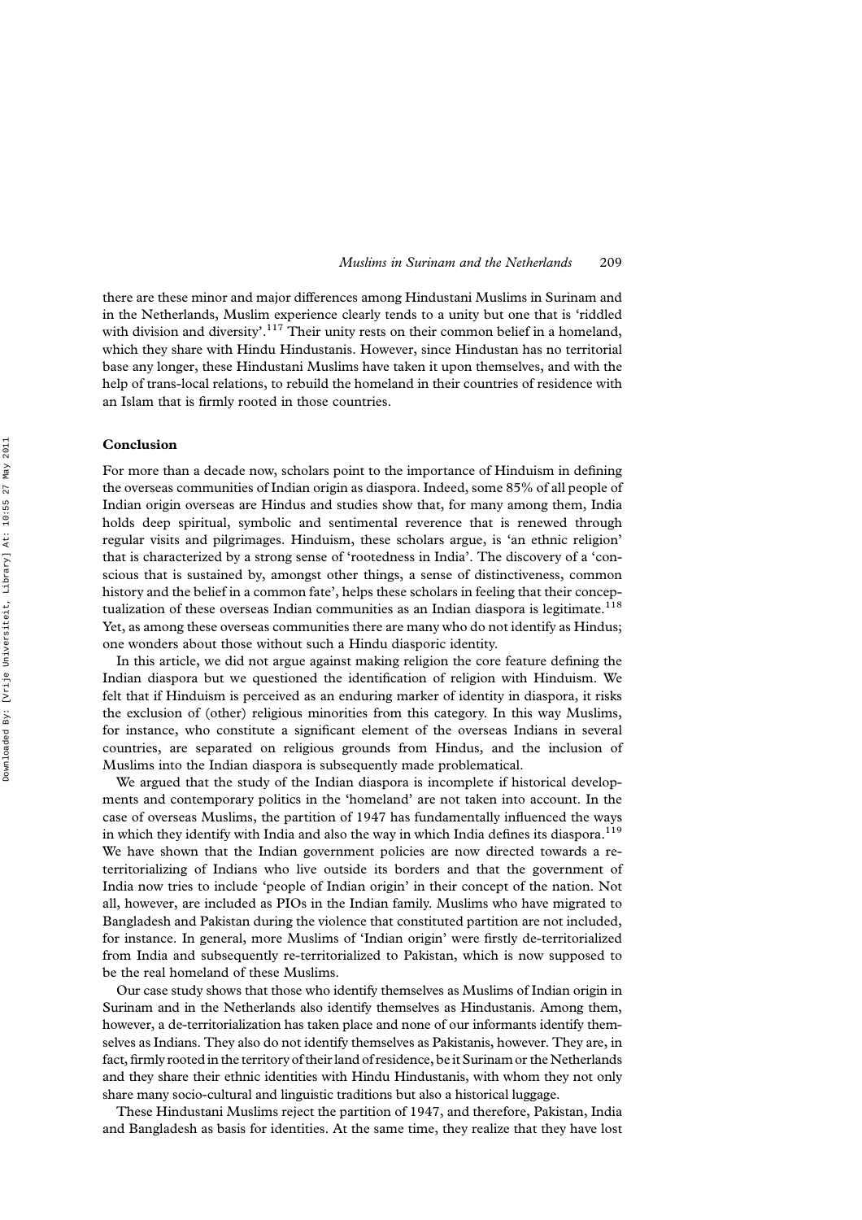there are these minor and major differences among Hindustani Muslims in Surinam and in the Netherlands, Muslim experience clearly tends to a unity but one that is 'riddled with division and diversity'.[117] Their unity rests on their common belief in a homeland, which they share with Hindu Hindustanis. However, since Hindustan has no territorial base any longer, these Hindustani Muslims have taken it upon themselves, and with the help of trans-local relations, to rebuild the homeland in their countries of residence with an Islam that is firmly rooted in those countries.

## Conclusion

For more than a decade now, scholars point to the importance of Hinduism in defining the overseas communities of Indian origin as diaspora. Indeed, some 85% of all people of Indian origin overseas are Hindus and studies show that, for many among them, India holds deep spiritual, symbolic and sentimental reverence that is renewed through regular visits and pilgrimages. Hinduism, these scholars argue, is 'an ethnic religion' that is characterized by a strong sense of 'rootedness in India'. The discovery of a 'conscious that is sustained by, amongst other things, a sense of distinctiveness, common history and the belief in a common fate', helps these scholars in feeling that their conceptualization of these overseas Indian communities as an Indian diaspora is legitimate.[118] Yet, as among these overseas communities there are many who do not identify as Hindus; one wonders about those without such a Hindu diasporic identity.

In this article, we did not argue against making religion the core feature defining the Indian diaspora but we questioned the identification of religion with Hinduism. We felt that if Hinduism is perceived as an enduring marker of identity in diaspora, it risks the exclusion of (other) religious minorities from this category. In this way Muslims, for instance, who constitute a significant element of the overseas Indians in several countries, are separated on religious grounds from Hindus, and the inclusion of Muslims into the Indian diaspora is subsequently made problematical.

We argued that the study of the Indian diaspora is incomplete if historical developments and contemporary politics in the 'homeland' are not taken into account. In the case of overseas Muslims, the partition of 1947 has fundamentally influenced the ways in which they identify with India and also the way in which India defines its diaspora.[119] We have shown that the Indian government policies are now directed towards a re-territorializing of Indians who live outside its borders and that the government of India now tries to include 'people of Indian origin' in their concept of the nation. Not all, however, are included as PIOs in the Indian family. Muslims who have migrated to Bangladesh and Pakistan during the violence that constituted partition are not included, for instance. In general, more Muslims of 'Indian origin' were firstly de-territorialized from India and subsequently re-territorialized to Pakistan, which is now supposed to be the real homeland of these Muslims.

Our case study shows that those who identify themselves as Muslims of Indian origin in Surinam and in the Netherlands also identify themselves as Hindustanis. Among them, however, a de-territorialization has taken place and none of our informants identify themselves as Indians. They also do not identify themselves as Pakistanis, however. They are, in fact, firmly rooted in the territory of their land of residence, be it Surinam or the Netherlands and they share their ethnic identities with Hindu Hindustanis, with whom they not only share many socio-cultural and linguistic traditions but also a historical luggage.

These Hindustani Muslims reject the partition of 1947, and therefore, Pakistan, India and Bangladesh as basis for identities. At the same time, they realize that they have lost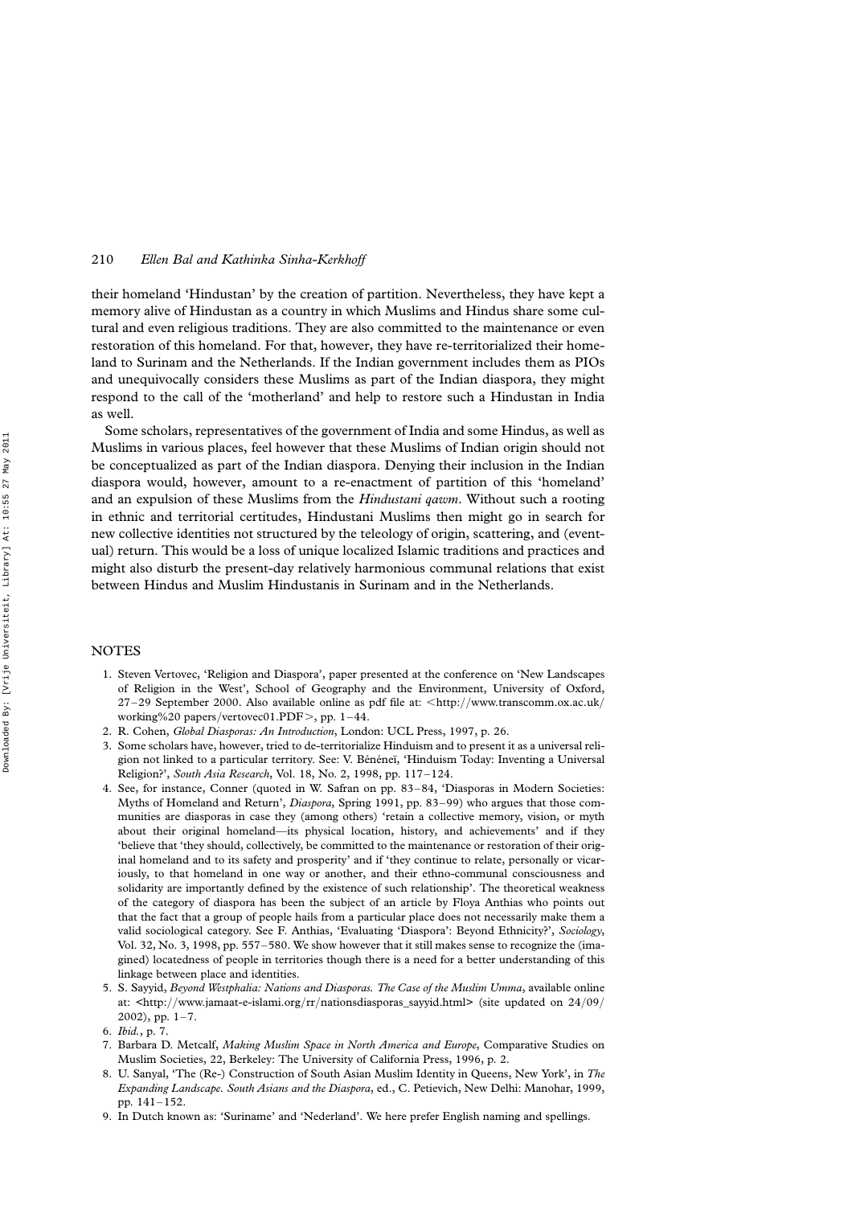their homeland 'Hindustan' by the creation of partition. Nevertheless, they have kept a memory alive of Hindustan as a country in which Muslims and Hindus share some cultural and even religious traditions. They are also committed to the maintenance or even restoration of this homeland. For that, however, they have re-territorialized their homeland to Surinam and the Netherlands. If the Indian government includes them as PIOs and unequivocally considers these Muslims as part of the Indian diaspora, they might respond to the call of the 'motherland' and help to restore such a Hindustan in India as well.

Some scholars, representatives of the government of India and some Hindus, as well as Muslims in various places, feel however that these Muslims of Indian origin should not be conceptualized as part of the Indian diaspora. Denying their inclusion in the Indian diaspora would, however, amount to a re-enactment of partition of this 'homeland' and an expulsion of these Muslims from the *Hindustani qawm*. Without such a rooting in ethnic and territorial certitudes, Hindustani Muslims then might go in search for new collective identities not structured by the teleology of origin, scattering, and (eventual) return. This would be a loss of unique localized Islamic traditions and practices and might also disturb the present-day relatively harmonious communal relations that exist between Hindus and Muslim Hindustanis in Surinam and in the Netherlands.

## NOTES

1. Steven Vertovec, 'Religion and Diaspora', paper presented at the conference on 'New Landscapes of Religion in the West', School of Geography and the Environment, University of Oxford, 27–29 September 2000. Also available online as pdf file at: <http://www.transcomm.ox.ac.uk/working%20 papers/vertovec01.PDF>, pp. 1–44.
2. R. Cohen, *Global Diasporas: An Introduction*, London: UCL Press, 1997, p. 26.
3. Some scholars have, however, tried to de-territorialize Hinduism and to present it as a universal religion not linked to a particular territory. See: V. Bénéneï, 'Hinduism Today: Inventing a Universal Religion?', *South Asia Research*, Vol. 18, No. 2, 1998, pp. 117–124.
4. See, for instance, Conner (quoted in W. Safran on pp. 83–84, 'Diasporas in Modern Societies: Myths of Homeland and Return', *Diaspora*, Spring 1991, pp. 83–99) who argues that those communities are diasporas in case they (among others) 'retain a collective memory, vision, or myth about their original homeland—its physical location, history, and achievements' and if they 'believe that 'they should, collectively, be committed to the maintenance or restoration of their original homeland and to its safety and prosperity' and if 'they continue to relate, personally or vicariously, to that homeland in one way or another, and their ethno-communal consciousness and solidarity are importantly defined by the existence of such relationship'. The theoretical weakness of the category of diaspora has been the subject of an article by Floya Anthias who points out that the fact that a group of people hails from a particular place does not necessarily make them a valid sociological category. See F. Anthias, 'Evaluating 'Diaspora': Beyond Ethnicity?', *Sociology*, Vol. 32, No. 3, 1998, pp. 557–580. We show however that it still makes sense to recognize the (imagined) locatedness of people in territories though there is a need for a better understanding of this linkage between place and identities.
5. S. Sayyid, *Beyond Westphalia: Nations and Diasporas. The Case of the Muslim Umma*, available online at: <http://www.jamaat-e-islami.org/rr/nationsdiasporas_sayyid.html> (site updated on 24/09/2002), pp. 1–7.
6. *Ibid.*, p. 7.
7. Barbara D. Metcalf, *Making Muslim Space in North America and Europe*, Comparative Studies on Muslim Societies, 22, Berkeley: The University of California Press, 1996, p. 2.
8. U. Sanyal, 'The (Re-) Construction of South Asian Muslim Identity in Queens, New York', in *The Expanding Landscape. South Asians and the Diaspora*, ed., C. Petievich, New Delhi: Manohar, 1999, pp. 141–152.
9. In Dutch known as: 'Suriname' and 'Nederland'. We here prefer English naming and spellings.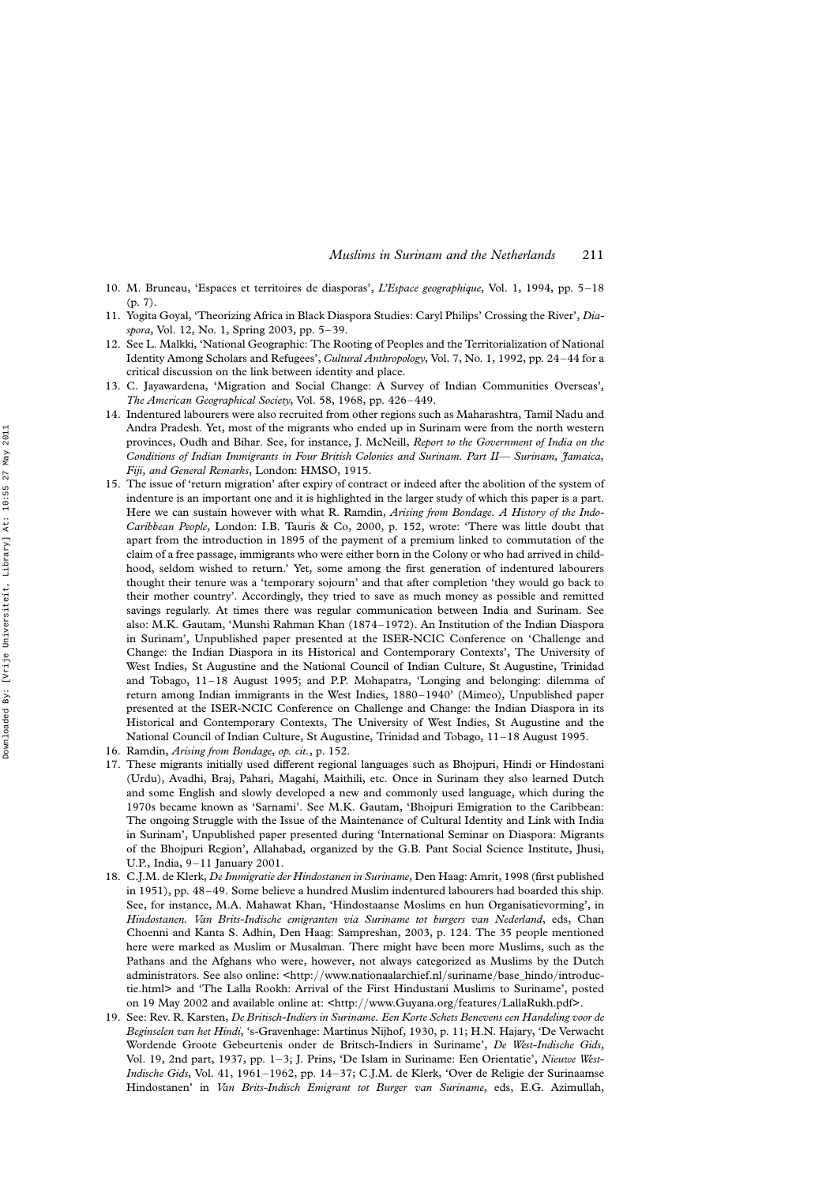10. M. Bruneau, 'Espaces et territoires de diasporas', *L'Espace geographique*, Vol. 1, 1994, pp. 5–18 (p. 7).
11. Yogita Goyal, 'Theorizing Africa in Black Diaspora Studies: Caryl Philips' Crossing the River', *Diaspora*, Vol. 12, No. 1, Spring 2003, pp. 5–39.
12. See L. Malkki, 'National Geographic: The Rooting of Peoples and the Territorialization of National Identity Among Scholars and Refugees', *Cultural Anthropology*, Vol. 7, No. 1, 1992, pp. 24–44 for a critical discussion on the link between identity and place.
13. C. Jayawardena, 'Migration and Social Change: A Survey of Indian Communities Overseas', *The American Geographical Society*, Vol. 58, 1968, pp. 426–449.
14. Indentured labourers were also recruited from other regions such as Maharashtra, Tamil Nadu and Andra Pradesh. Yet, most of the migrants who ended up in Surinam were from the north western provinces, Oudh and Bihar. See, for instance, J. McNeill, *Report to the Government of India on the Conditions of Indian Immigrants in Four British Colonies and Surinam. Part II— Surinam, Jamaica, Fiji, and General Remarks*, London: HMSO, 1915.
15. The issue of 'return migration' after expiry of contract or indeed after the abolition of the system of indenture is an important one and it is highlighted in the larger study of which this paper is a part. Here we can sustain however with what R. Ramdin, *Arising from Bondage. A History of the Indo-Caribbean People*, London: I.B. Tauris & Co, 2000, p. 152, wrote: 'There was little doubt that apart from the introduction in 1895 of the payment of a premium linked to commutation of the claim of a free passage, immigrants who were either born in the Colony or who had arrived in childhood, seldom wished to return.' Yet, some among the first generation of indentured labourers thought their tenure was a 'temporary sojourn' and that after completion 'they would go back to their mother country'. Accordingly, they tried to save as much money as possible and remitted savings regularly. At times there was regular communication between India and Surinam. See also: M.K. Gautam, 'Munshi Rahman Khan (1874–1972). An Institution of the Indian Diaspora in Surinam', Unpublished paper presented at the ISER-NCIC Conference on 'Challenge and Change: the Indian Diaspora in its Historical and Contemporary Contexts', The University of West Indies, St Augustine and the National Council of Indian Culture, St Augustine, Trinidad and Tobago, 11–18 August 1995; and P.P. Mohapatra, 'Longing and belonging: dilemma of return among Indian immigrants in the West Indies, 1880–1940' (Mimeo), Unpublished paper presented at the ISER-NCIC Conference on Challenge and Change: the Indian Diaspora in its Historical and Contemporary Contexts, The University of West Indies, St Augustine and the National Council of Indian Culture, St Augustine, Trinidad and Tobago, 11–18 August 1995.
16. Ramdin, *Arising from Bondage*, *op. cit.*, p. 152.
17. These migrants initially used different regional languages such as Bhojpuri, Hindi or Hindostani (Urdu), Avadhi, Braj, Pahari, Magahi, Maithili, etc. Once in Surinam they also learned Dutch and some English and slowly developed a new and commonly used language, which during the 1970s became known as 'Sarnami'. See M.K. Gautam, 'Bhojpuri Emigration to the Caribbean: The ongoing Struggle with the Issue of the Maintenance of Cultural Identity and Link with India in Surinam', Unpublished paper presented during 'International Seminar on Diaspora: Migrants of the Bhojpuri Region', Allahabad, organized by the G.B. Pant Social Science Institute, Jhusi, U.P., India, 9–11 January 2001.
18. C.J.M. de Klerk, *De Immigratie der Hindostanen in Suriname*, Den Haag: Amrit, 1998 (first published in 1951), pp. 48–49. Some believe a hundred Muslim indentured labourers had boarded this ship. See, for instance, M.A. Mahawat Khan, 'Hindostaanse Moslims en hun Organisatievorming', in *Hindostanen. Van Brits-Indische emigranten via Suriname tot burgers van Nederland*, eds, Chan Choenni and Kanta S. Adhin, Den Haag: Sampreshan, 2003, p. 124. The 35 people mentioned here were marked as Muslim or Musalman. There might have been more Muslims, such as the Pathans and the Afghans who were, however, not always categorized as Muslims by the Dutch administrators. See also online: <http://www.nationaalarchief.nl/suriname/base_hindo/introductie.html> and 'The Lalla Rookh: Arrival of the First Hindustani Muslims to Suriname', posted on 19 May 2002 and available online at: <http://www.Guyana.org/features/LallaRukh.pdf>.
19. See: Rev. R. Karsten, *De Britisch-Indiers in Suriname. Een Korte Schets Benevens een Handeling voor de Beginselen van het Hindi*, 's-Gravenhage: Martinus Nijhof, 1930, p. 11; H.N. Hajary, 'De Verwacht Wordende Groote Gebeurtenis onder de Britsch-Indiers in Suriname', *De West-Indische Gids*, Vol. 19, 2nd part, 1937, pp. 1–3; J. Prins, 'De Islam in Suriname: Een Orientatie', *Nieuwe West-Indische Gids*, Vol. 41, 1961–1962, pp. 14–37; C.J.M. de Klerk, 'Over de Religie der Surinaamse Hindostanen' in *Van Brits-Indisch Emigrant tot Burger van Suriname*, eds, E.G. Azimullah,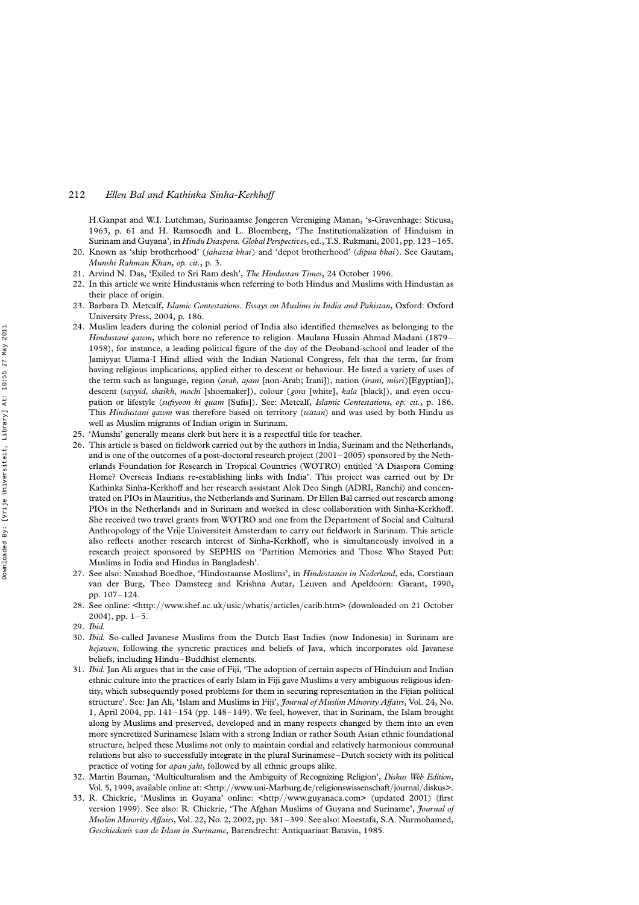H.Ganpat and W.I. Lutchman, Surinaamse Jongeren Vereniging Manan, 's-Gravenhage: Sticusa, 1963, p. 61 and H. Ramsoedh and L. Bloemberg, 'The Institutionalization of Hinduism in Surinam and Guyana', in *Hindu Diaspora. Global Perspectives*, ed., T.S. Rukmani, 2001, pp. 123–165.

20. Known as 'ship brotherhood' (*jahazia bhai*) and 'depot brotherhood' (*dipua bhai*). See Gautam, *Munshi Rahman Khan*, *op. cit.*, p. 3.
21. Arvind N. Das, 'Exiled to Sri Ram desh', *The Hindustan Times*, 24 October 1996.
22. In this article we write Hindustanis when referring to both Hindus and Muslims with Hindustan as their place of origin.
23. Barbara D. Metcalf, *Islamic Contestations. Essays on Muslims in India and Pakistan*, Oxford: Oxford University Press, 2004, p. 186.
24. Muslim leaders during the colonial period of India also identified themselves as belonging to the *Hindustani qawm*, which bore no reference to religion. Maulana Husain Ahmad Madani (1879–1958), for instance, a leading political figure of the day of the Deoband-school and leader of the Jamiyyat Ulama-I Hind allied with the Indian National Congress, felt that the term, far from having religious implications, applied either to descent or behaviour. He listed a variety of uses of the term such as language, region (*arab, ajam* [non-Arab; Irani]), nation (*irani, misri*)[Egyptian]), descent (*sayyid*, *shaikh*, *mochi* [shoemaker]), colour (*gora* [white], *kala* [black]), and even occupation or lifestyle (*sufiyoon ki quam* [Sufis]). See: Metcalf, *Islamic Contestations*, *op. cit.*, p. 186. This *Hindustani qawm* was therefore based on territory (*watan*) and was used by both Hindu as well as Muslim migrants of Indian origin in Surinam.
25. 'Munshi' generally means clerk but here it is a respectful title for teacher.
26. This article is based on fieldwork carried out by the authors in India, Surinam and the Netherlands, and is one of the outcomes of a post-doctoral research project (2001–2005) sponsored by the Netherlands Foundation for Research in Tropical Countries (WOTRO) entitled 'A Diaspora Coming Home? Overseas Indians re-establishing links with India'. This project was carried out by Dr Kathinka Sinha-Kerkhoff and her research assistant Alok Deo Singh (ADRI, Ranchi) and concentrated on PIOs in Mauritius, the Netherlands and Surinam. Dr Ellen Bal carried out research among PIOs in the Netherlands and in Surinam and worked in close collaboration with Sinha-Kerkhoff. She received two travel grants from WOTRO and one from the Department of Social and Cultural Anthropology of the Vrije Universiteit Amsterdam to carry out fieldwork in Surinam. This article also reflects another research interest of Sinha-Kerkhoff, who is simultaneously involved in a research project sponsored by SEPHIS on 'Partition Memories and Those Who Stayed Put: Muslims in India and Hindus in Bangladesh'.
27. See also: Naushad Boedhoe, 'Hindostaanse Moslims', in *Hindostanen in Nederland*, eds, Corstiaan van der Burg, Theo Damsteeg and Krishna Autar, Leuven and Apeldoorn: Garant, 1990, pp. 107–124.
28. See online: <http://www.shef.ac.uk/usic/whatis/articles/carib.htm> (downloaded on 21 October 2004), pp. 1–5.
29. *Ibid.*
30. *Ibid.* So-called Javanese Muslims from the Dutch East Indies (now Indonesia) in Surinam are *kejawen*, following the syncretic practices and beliefs of Java, which incorporates old Javanese beliefs, including Hindu–Buddhist elements.
31. *Ibid.* Jan Ali argues that in the case of Fiji, 'The adoption of certain aspects of Hinduism and Indian ethnic culture into the practices of early Islam in Fiji gave Muslims a very ambiguous religious identity, which subsequently posed problems for them in securing representation in the Fijian political structure'. See: Jan Ali, 'Islam and Muslims in Fiji', *Journal of Muslim Minority Affairs*, Vol. 24, No. 1, April 2004, pp. 141–154 (pp. 148–149). We feel, however, that in Surinam, the Islam brought along by Muslims and preserved, developed and in many respects changed by them into an even more syncretized Surinamese Islam with a strong Indian or rather South Asian ethnic foundational structure, helped these Muslims not only to maintain cordial and relatively harmonious communal relations but also to successfully integrate in the plural Surinamese–Dutch society with its political practice of voting for *apan jaht*, followed by all ethnic groups alike.
32. Martin Bauman, 'Multiculturalism and the Ambiguity of Recognizing Religion', *Diskus Web Edition*, Vol. 5, 1999, available online at: <http://www.uni-Marburg.de/religionswissenschaft/journal/diskus>.
33. R. Chickrie, 'Muslims in Guyana' online: <http//www.guyanaca.com> (updated 2001) (first version 1999). See also: R. Chickrie, 'The Afghan Muslims of Guyana and Suriname', *Journal of Muslim Minority Affairs*, Vol. 22, No. 2, 2002, pp. 381–399. See also: Moestafa, S.A. Nurmohamed, *Geschiedenis van de Islam in Suriname*, Barendrecht: Antiquariaat Batavia, 1985.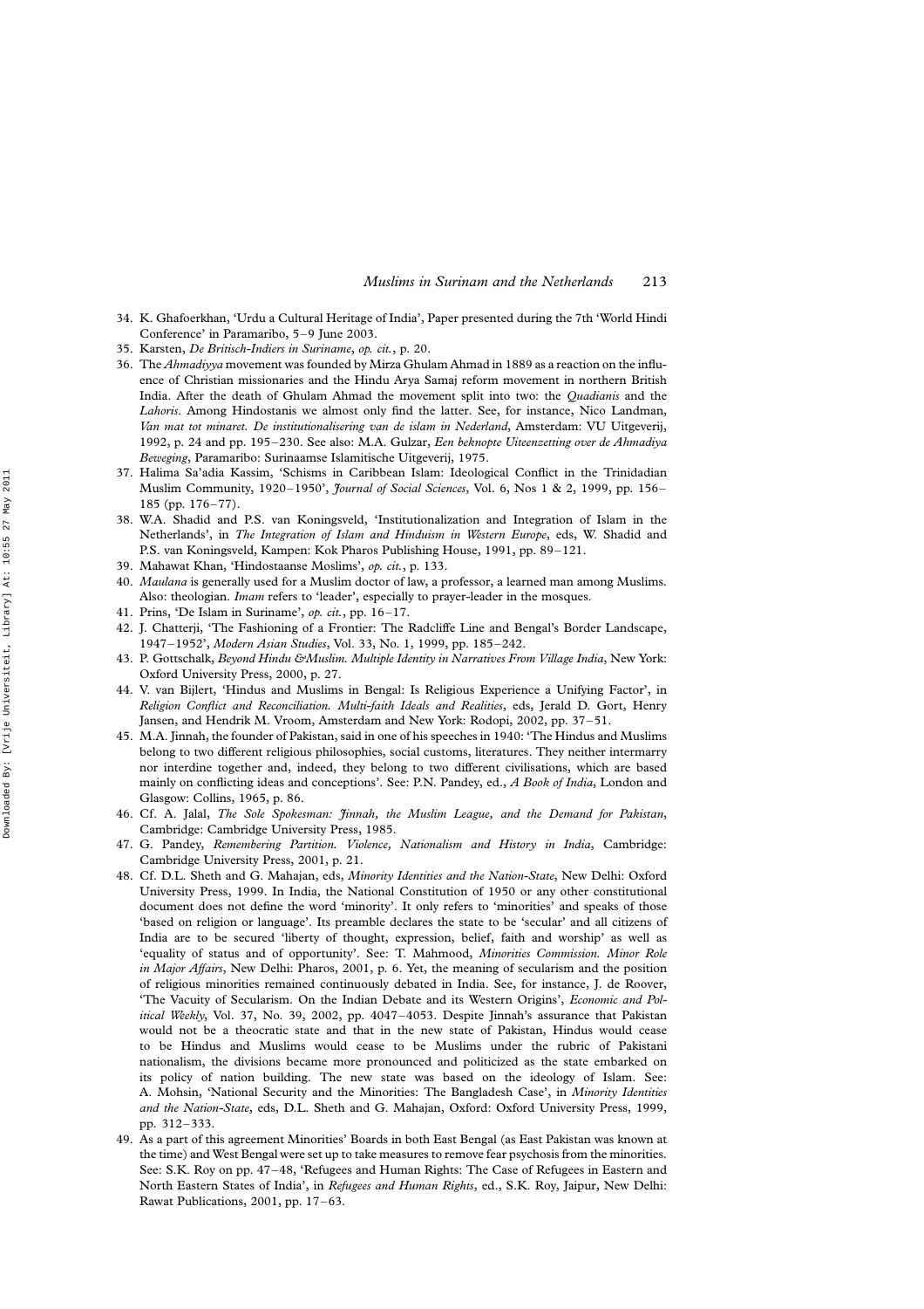34. K. Ghafoerkhan, 'Urdu a Cultural Heritage of India', Paper presented during the 7th 'World Hindi Conference' in Paramaribo, 5–9 June 2003.
35. Karsten, *De Britisch-Indiers in Suriname*, *op. cit.*, p. 20.
36. The *Ahmadiyya* movement was founded by Mirza Ghulam Ahmad in 1889 as a reaction on the influence of Christian missionaries and the Hindu Arya Samaj reform movement in northern British India. After the death of Ghulam Ahmad the movement split into two: the *Quadianis* and the *Lahoris*. Among Hindostanis we almost only find the latter. See, for instance, Nico Landman, *Van mat tot minaret. De institutionalisering van de islam in Nederland*, Amsterdam: VU Uitgeverij, 1992, p. 24 and pp. 195–230. See also: M.A. Gulzar, *Een beknopte Uiteenzetting over de Ahmadiya Beweging*, Paramaribo: Surinaamse Islamitische Uitgeverij, 1975.
37. Halima Sa'adia Kassim, 'Schisms in Caribbean Islam: Ideological Conflict in the Trinidadian Muslim Community, 1920–1950', *Journal of Social Sciences*, Vol. 6, Nos 1 & 2, 1999, pp. 156–185 (pp. 176–77).
38. W.A. Shadid and P.S. van Koningsveld, 'Institutionalization and Integration of Islam in the Netherlands', in *The Integration of Islam and Hinduism in Western Europe*, eds, W. Shadid and P.S. van Koningsveld, Kampen: Kok Pharos Publishing House, 1991, pp. 89–121.
39. Mahawat Khan, 'Hindostaanse Moslims', *op. cit.*, p. 133.
40. *Maulana* is generally used for a Muslim doctor of law, a professor, a learned man among Muslims. Also: theologian. *Imam* refers to 'leader', especially to prayer-leader in the mosques.
41. Prins, 'De Islam in Suriname', *op. cit.*, pp. 16–17.
42. J. Chatterji, 'The Fashioning of a Frontier: The Radcliffe Line and Bengal's Border Landscape, 1947–1952', *Modern Asian Studies*, Vol. 33, No. 1, 1999, pp. 185–242.
43. P. Gottschalk, *Beyond Hindu &Muslim. Multiple Identity in Narratives From Village India*, New York: Oxford University Press, 2000, p. 27.
44. V. van Bijlert, 'Hindus and Muslims in Bengal: Is Religious Experience a Unifying Factor', in *Religion Conflict and Reconciliation. Multi-faith Ideals and Realities*, eds, Jerald D. Gort, Henry Jansen, and Hendrik M. Vroom, Amsterdam and New York: Rodopi, 2002, pp. 37–51.
45. M.A. Jinnah, the founder of Pakistan, said in one of his speeches in 1940: 'The Hindus and Muslims belong to two different religious philosophies, social customs, literatures. They neither intermarry nor interdine together and, indeed, they belong to two different civilisations, which are based mainly on conflicting ideas and conceptions'. See: P.N. Pandey, ed., *A Book of India*, London and Glasgow: Collins, 1965, p. 86.
46. Cf. A. Jalal, *The Sole Spokesman: Jinnah, the Muslim League, and the Demand for Pakistan*, Cambridge: Cambridge University Press, 1985.
47. G. Pandey, *Remembering Partition. Violence, Nationalism and History in India*, Cambridge: Cambridge University Press, 2001, p. 21.
48. Cf. D.L. Sheth and G. Mahajan, eds, *Minority Identities and the Nation-State*, New Delhi: Oxford University Press, 1999. In India, the National Constitution of 1950 or any other constitutional document does not define the word 'minority'. It only refers to 'minorities' and speaks of those 'based on religion or language'. Its preamble declares the state to be 'secular' and all citizens of India are to be secured 'liberty of thought, expression, belief, faith and worship' as well as 'equality of status and of opportunity'. See: T. Mahmood, *Minorities Commission. Minor Role in Major Affairs*, New Delhi: Pharos, 2001, p. 6. Yet, the meaning of secularism and the position of religious minorities remained continuously debated in India. See, for instance, J. de Roover, 'The Vacuity of Secularism. On the Indian Debate and its Western Origins', *Economic and Political Weekly*, Vol. 37, No. 39, 2002, pp. 4047–4053. Despite Jinnah's assurance that Pakistan would not be a theocratic state and that in the new state of Pakistan, Hindus would cease to be Hindus and Muslims would cease to be Muslims under the rubric of Pakistani nationalism, the divisions became more pronounced and politicized as the state embarked on its policy of nation building. The new state was based on the ideology of Islam. See: A. Mohsin, 'National Security and the Minorities: The Bangladesh Case', in *Minority Identities and the Nation-State*, eds, D.L. Sheth and G. Mahajan, Oxford: Oxford University Press, 1999, pp. 312–333.
49. As a part of this agreement Minorities' Boards in both East Bengal (as East Pakistan was known at the time) and West Bengal were set up to take measures to remove fear psychosis from the minorities. See: S.K. Roy on pp. 47–48, 'Refugees and Human Rights: The Case of Refugees in Eastern and North Eastern States of India', in *Refugees and Human Rights*, ed., S.K. Roy, Jaipur, New Delhi: Rawat Publications, 2001, pp. 17–63.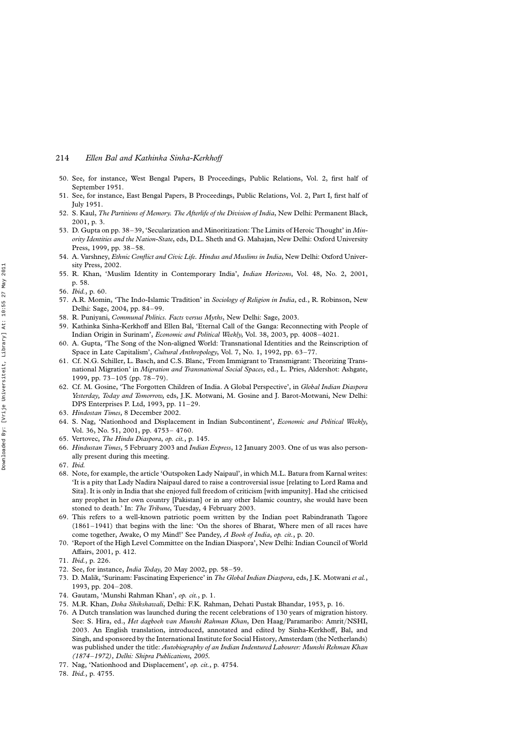50. See, for instance, West Bengal Papers, B Proceedings, Public Relations, Vol. 2, first half of September 1951.
51. See, for instance, East Bengal Papers, B Proceedings, Public Relations, Vol. 2, Part I, first half of July 1951.
52. S. Kaul, *The Partitions of Memory. The Afterlife of the Division of India*, New Delhi: Permanent Black, 2001, p. 3.
53. D. Gupta on pp. 38–39, 'Secularization and Minoritization: The Limits of Heroic Thought' in *Minority Identities and the Nation-State*, eds, D.L. Sheth and G. Mahajan, New Delhi: Oxford University Press, 1999, pp. 38–58.
54. A. Varshney, *Ethnic Conflict and Civic Life. Hindus and Muslims in India*, New Delhi: Oxford University Press, 2002.
55. R. Khan, 'Muslim Identity in Contemporary India', *Indian Horizons*, Vol. 48, No. 2, 2001, p. 58.
56. *Ibid.*, p. 60.
57. A.R. Momin, 'The Indo-Islamic Tradition' in *Sociology of Religion in India*, ed., R. Robinson, New Delhi: Sage, 2004, pp. 84–99.
58. R. Puniyani, *Communal Politics. Facts versus Myths*, New Delhi: Sage, 2003.
59. Kathinka Sinha-Kerkhoff and Ellen Bal, 'Eternal Call of the Ganga: Reconnecting with People of Indian Origin in Surinam', *Economic and Political Weekly*, Vol. 38, 2003, pp. 4008–4021.
60. A. Gupta, 'The Song of the Non-aligned World: Transnational Identities and the Reinscription of Space in Late Capitalism', *Cultural Anthropology*, Vol. 7, No. 1, 1992, pp. 63–77.
61. Cf. N.G. Schiller, L. Basch, and C.S. Blanc, 'From Immigrant to Transmigrant: Theorizing Transnational Migration' in *Migration and Transnational Social Spaces*, ed., L. Pries, Aldershot: Ashgate, 1999, pp. 73–105 (pp. 78–79).
62. Cf. M. Gosine, 'The Forgotten Children of India. A Global Perspective', in *Global Indian Diaspora Yesterday, Today and Tomorrow*, eds, J.K. Motwani, M. Gosine and J. Barot-Motwani, New Delhi: DPS Enterprises P. Ltd, 1993, pp. 11–29.
63. *Hindostan Times*, 8 December 2002.
64. S. Nag, 'Nationhood and Displacement in Indian Subcontinent', *Economic and Political Weekly*, Vol. 36, No. 51, 2001, pp. 4753– 4760.
65. Vertovec, *The Hindu Diaspora*, *op. cit.*, p. 145.
66. *Hindustan Times*, 5 February 2003 and *Indian Express*, 12 January 2003. One of us was also personally present during this meeting.
67. *Ibid.*
68. Note, for example, the article 'Outspoken Lady Naipaul', in which M.L. Batura from Karnal writes: 'It is a pity that Lady Nadira Naipaul dared to raise a controversial issue [relating to Lord Rama and Sita]. It is only in India that she enjoyed full freedom of criticism [with impunity]. Had she criticised any prophet in her own country [Pakistan] or in any other Islamic country, she would have been stoned to death.' In: *The Tribune*, Tuesday, 4 February 2003.
69. This refers to a well-known patriotic poem written by the Indian poet Rabindranath Tagore (1861–1941) that begins with the line: 'On the shores of Bharat, Where men of all races have come together, Awake, O my Mind!' See Pandey, *A Book of India*, *op. cit.*, p. 20.
70. 'Report of the High Level Committee on the Indian Diaspora', New Delhi: Indian Council of World Affairs, 2001, p. 412.
71. *Ibid.*, p. 226.
72. See, for instance, *India Today*, 20 May 2002, pp. 58–59.
73. D. Malik, 'Surinam: Fascinating Experience' in *The Global Indian Diaspora*, eds, J.K. Motwani *et al.*, 1993, pp. 204–208.
74. Gautam, 'Munshi Rahman Khan', *op. cit.*, p. 1.
75. M.R. Khan, *Doha Shikshawali*, Delhi: F.K. Rahman, Dehati Pustak Bhandar, 1953, p. 16.
76. A Dutch translation was launched during the recent celebrations of 130 years of migration history. See: S. Hira, ed., *Het dagboek van Munshi Rahman Khan*, Den Haag/Paramaribo: Amrit/NSHI, 2003. An English translation, introduced, annotated and edited by Sinha-Kerkhoff, Bal, and Singh, and sponsored by the International Institute for Social History, Amsterdam (the Netherlands) was published under the title: *Autobiography of an Indian Indentured Labourer: Munshi Rehman Khan (1874–1972), Delhi: Shipra Publications, 2005.*
77. Nag, 'Nationhood and Displacement', *op. cit.*, p. 4754.
78. *Ibid.*, p. 4755.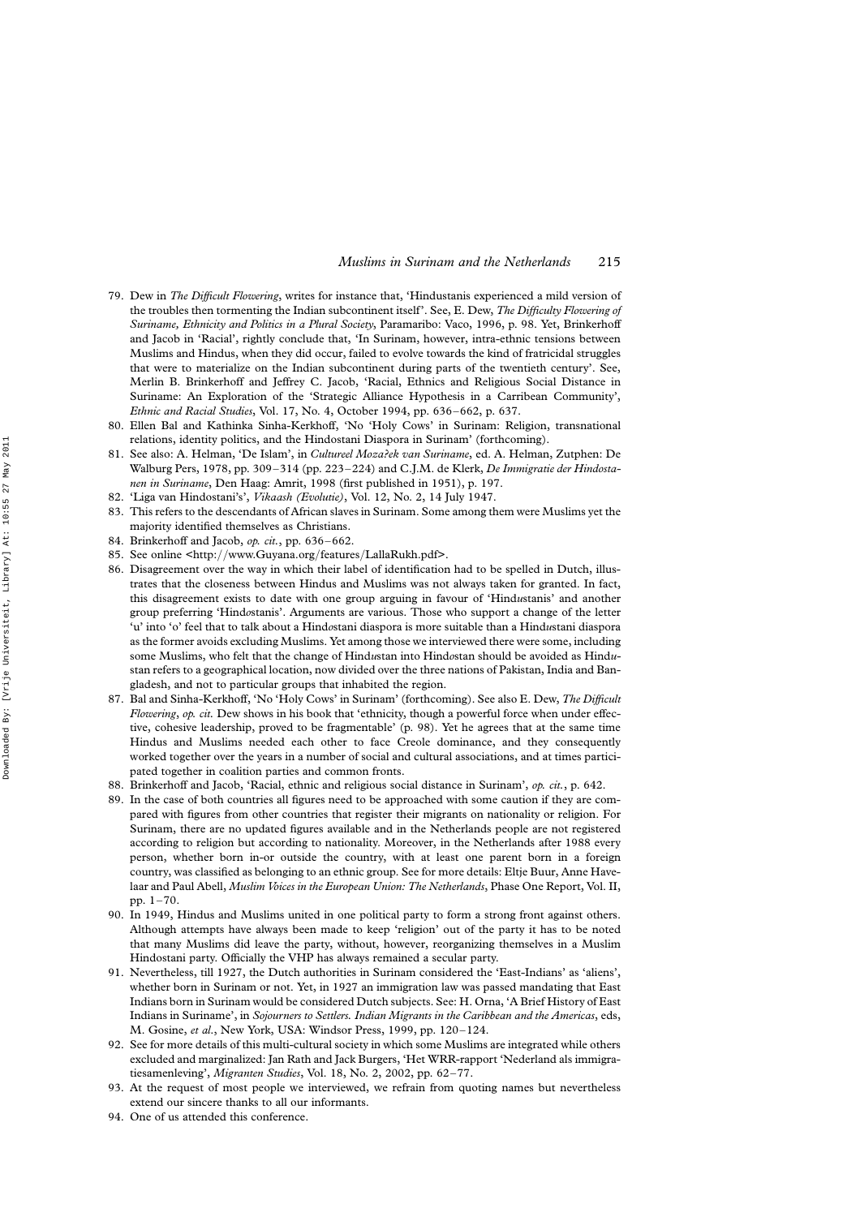79. Dew in *The Difficult Flowering*, writes for instance that, 'Hindustanis experienced a mild version of the troubles then tormenting the Indian subcontinent itself'. See, E. Dew, *The Difficulty Flowering of Suriname, Ethnicity and Politics in a Plural Society*, Paramaribo: Vaco, 1996, p. 98. Yet, Brinkerhoff and Jacob in 'Racial', rightly conclude that, 'In Surinam, however, intra-ethnic tensions between Muslims and Hindus, when they did occur, failed to evolve towards the kind of fratricidal struggles that were to materialize on the Indian subcontinent during parts of the twentieth century'. See, Merlin B. Brinkerhoff and Jeffrey C. Jacob, 'Racial, Ethnics and Religious Social Distance in Suriname: An Exploration of the 'Strategic Alliance Hypothesis in a Carribean Community', *Ethnic and Racial Studies*, Vol. 17, No. 4, October 1994, pp. 636–662, p. 637.
80. Ellen Bal and Kathinka Sinha-Kerkhoff, 'No 'Holy Cows' in Surinam: Religion, transnational relations, identity politics, and the Hindostani Diaspora in Surinam' (forthcoming).
81. See also: A. Helman, 'De Islam', in *Cultureel Mozaïek van Suriname*, ed. A. Helman, Zutphen: De Walburg Pers, 1978, pp. 309–314 (pp. 223–224) and C.J.M. de Klerk, *De Immigratie der Hindostanen in Suriname*, Den Haag: Amrit, 1998 (first published in 1951), p. 197.
82. 'Liga van Hindostani's', *Vikaash (Evolutie)*, Vol. 12, No. 2, 14 July 1947.
83. This refers to the descendants of African slaves in Surinam. Some among them were Muslims yet the majority identified themselves as Christians.
84. Brinkerhoff and Jacob, *op. cit.*, pp. 636–662.
85. See online <http://www.Guyana.org/features/LallaRukh.pdf>.
86. Disagreement over the way in which their label of identification had to be spelled in Dutch, illustrates that the closeness between Hindus and Muslims was not always taken for granted. In fact, this disagreement exists to date with one group arguing in favour of 'Hind*u*stanis' and another group preferring 'Hind*o*stanis'. Arguments are various. Those who support a change of the letter 'u' into 'o' feel that to talk about a Hind*o*stani diaspora is more suitable than a Hind*u*stani diaspora as the former avoids excluding Muslims. Yet among those we interviewed there were some, including some Muslims, who felt that the change of Hind*u*stan into Hind*o*stan should be avoided as Hind*u*stan refers to a geographical location, now divided over the three nations of Pakistan, India and Bangladesh, and not to particular groups that inhabited the region.
87. Bal and Sinha-Kerkhoff, 'No 'Holy Cows' in Surinam' (forthcoming). See also E. Dew, *The Difficult Flowering*, *op. cit.* Dew shows in his book that 'ethnicity, though a powerful force when under effective, cohesive leadership, proved to be fragmentable' (p. 98). Yet he agrees that at the same time Hindus and Muslims needed each other to face Creole dominance, and they consequently worked together over the years in a number of social and cultural associations, and at times participated together in coalition parties and common fronts.
88. Brinkerhoff and Jacob, 'Racial, ethnic and religious social distance in Surinam', *op. cit.*, p. 642.
89. In the case of both countries all figures need to be approached with some caution if they are compared with figures from other countries that register their migrants on nationality or religion. For Surinam, there are no updated figures available and in the Netherlands people are not registered according to religion but according to nationality. Moreover, in the Netherlands after 1988 every person, whether born in-or outside the country, with at least one parent born in a foreign country, was classified as belonging to an ethnic group. See for more details: Eltje Buur, Anne Havelaar and Paul Abell, *Muslim Voices in the European Union: The Netherlands*, Phase One Report, Vol. II, pp. 1–70.
90. In 1949, Hindus and Muslims united in one political party to form a strong front against others. Although attempts have always been made to keep 'religion' out of the party it has to be noted that many Muslims did leave the party, without, however, reorganizing themselves in a Muslim Hindostani party. Officially the VHP has always remained a secular party.
91. Nevertheless, till 1927, the Dutch authorities in Surinam considered the 'East-Indians' as 'aliens', whether born in Surinam or not. Yet, in 1927 an immigration law was passed mandating that East Indians born in Surinam would be considered Dutch subjects. See: H. Orna, 'A Brief History of East Indians in Suriname', in *Sojourners to Settlers. Indian Migrants in the Caribbean and the Americas*, eds, M. Gosine, *et al.*, New York, USA: Windsor Press, 1999, pp. 120–124.
92. See for more details of this multi-cultural society in which some Muslims are integrated while others excluded and marginalized: Jan Rath and Jack Burgers, 'Het WRR-rapport 'Nederland als immigratiesamenleving', *Migranten Studies*, Vol. 18, No. 2, 2002, pp. 62–77.
93. At the request of most people we interviewed, we refrain from quoting names but nevertheless extend our sincere thanks to all our informants.
94. One of us attended this conference.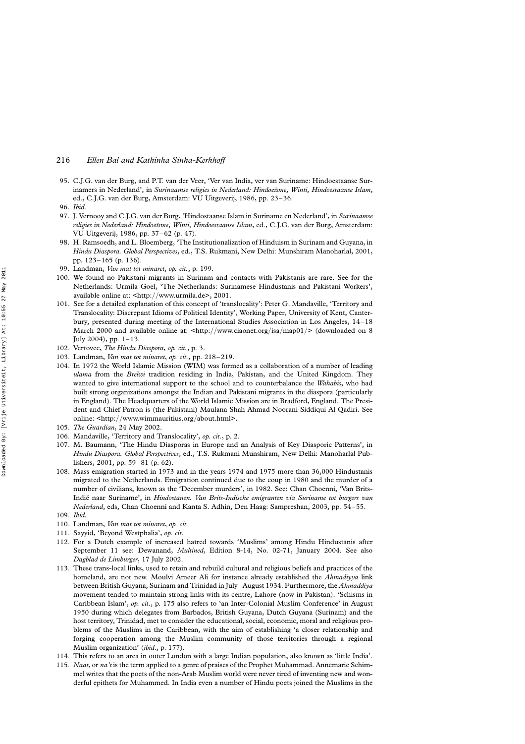95. C.J.G. van der Burg, and P.T. van der Veer, 'Ver van India, ver van Suriname: Hindoestaanse Surinamers in Nederland', in *Surinaamse religies in Nederland: Hindoeïsme, Winti, Hindoestaanse Islam*, ed., C.J.G. van der Burg, Amsterdam: VU Uitgeverij, 1986, pp. 23–36.
96. *Ibid.*
97. J. Vernooy and C.J.G. van der Burg, 'Hindostaanse Islam in Suriname en Nederland', in *Surinaamse religies in Nederland: Hindoeïsme, Winti, Hindoestaanse Islam*, ed., C.J.G. van der Burg, Amsterdam: VU Uitgeverij, 1986, pp. 37–62 (p. 47).
98. H. Ramsoedh, and L. Bloemberg, 'The Institutionalization of Hinduism in Surinam and Guyana, in *Hindu Diaspora. Global Perspectives*, ed., T.S. Rukmani, New Delhi: Munshiram Manoharlal, 2001, pp. 123–165 (p. 136).
99. Landman, *Van mat tot minaret*, *op. cit.*, p. 199.
100. We found no Pakistani migrants in Surinam and contacts with Pakistanis are rare. See for the Netherlands: Urmila Goel, 'The Netherlands: Surinamese Hindustanis and Pakistani Workers', available online at: <http://www.urmila.de>, 2001.
101. See for a detailed explanation of this concept of 'translocality': Peter G. Mandaville, 'Territory and Translocality: Discrepant Idioms of Political Identity', Working Paper, University of Kent, Canterbury, presented during meeting of the International Studies Association in Los Angeles, 14–18 March 2000 and available online at: <http://www.ciaonet.org/isa/map01/> (downloaded on 8 July 2004), pp. 1–13.
102. Vertovec, *The Hindu Diaspora*, *op. cit.*, p. 3.
103. Landman, *Van mat tot minaret*, *op. cit.*, pp. 218–219.
104. In 1972 the World Islamic Mission (WIM) was formed as a collaboration of a number of leading *ulama* from the *Brelwi* tradition residing in India, Pakistan, and the United Kingdom. They wanted to give international support to the school and to counterbalance the *Wahabis*, who had built strong organizations amongst the Indian and Pakistani migrants in the diaspora (particularly in England). The Headquarters of the World Islamic Mission are in Bradford, England. The President and Chief Patron is (the Pakistani) Maulana Shah Ahmad Noorani Siddiqui Al Qadiri. See online: <http://www.wimmauritius.org/about.html>.
105. *The Guardian*, 24 May 2002.
106. Mandaville, 'Territory and Translocality', *op. cit.*, p. 2.
107. M. Baumann, 'The Hindu Diasporas in Europe and an Analysis of Key Diasporic Patterns', in *Hindu Diaspora. Global Perspectives*, ed., T.S. Rukmani Munshiram, New Delhi: Manoharlal Publishers, 2001, pp. 59–81 (p. 62).
108. Mass emigration started in 1973 and in the years 1974 and 1975 more than 36,000 Hindustanis migrated to the Netherlands. Emigration continued due to the coup in 1980 and the murder of a number of civilians, known as the 'December murders', in 1982. See: Chan Choenni, 'Van Brits-Indië naar Suriname', in *Hindostanen. Van Brits-Indische emigranten via Suriname tot burgers van Nederland*, eds, Chan Choenni and Kanta S. Adhin, Den Haag: Sampreshan, 2003, pp. 54–55.
109. *Ibid.*
110. Landman, *Van mat tot minaret*, *op. cit.*
111. Sayyid, 'Beyond Westphalia', *op. cit.*
112. For a Dutch example of increased hatred towards 'Muslims' among Hindu Hindustanis after September 11 see: Dewanand, *Multined*, Edition 8-14, No. 02-71, January 2004. See also *Dagblad de Limburger*, 17 July 2002.
113. These trans-local links, used to retain and rebuild cultural and religious beliefs and practices of the homeland, are not new. Moulvi Ameer Ali for instance already established the *Ahmadiyya* link between British Guyana, Surinam and Trinidad in July–August 1934. Furthermore, the *Ahmaddiya* movement tended to maintain strong links with its centre, Lahore (now in Pakistan). 'Schisms in Caribbean Islam', *op. cit.*, p. 175 also refers to 'an Inter-Colonial Muslim Conference' in August 1950 during which delegates from Barbados, British Guyana, Dutch Guyana (Surinam) and the host territory, Trinidad, met to consider the educational, social, economic, moral and religious problems of the Muslims in the Caribbean, with the aim of establishing 'a closer relationship and forging cooperation among the Muslim community of those territories through a regional Muslim organization' (*ibid.*, p. 177).
114. This refers to an area in outer London with a large Indian population, also known as 'little India'.
115. *Naat*, or *na't* is the term applied to a genre of praises of the Prophet Muhammad. Annemarie Schimmel writes that the poets of the non-Arab Muslim world were never tired of inventing new and wonderful epithets for Muhammed. In India even a number of Hindu poets joined the Muslims in the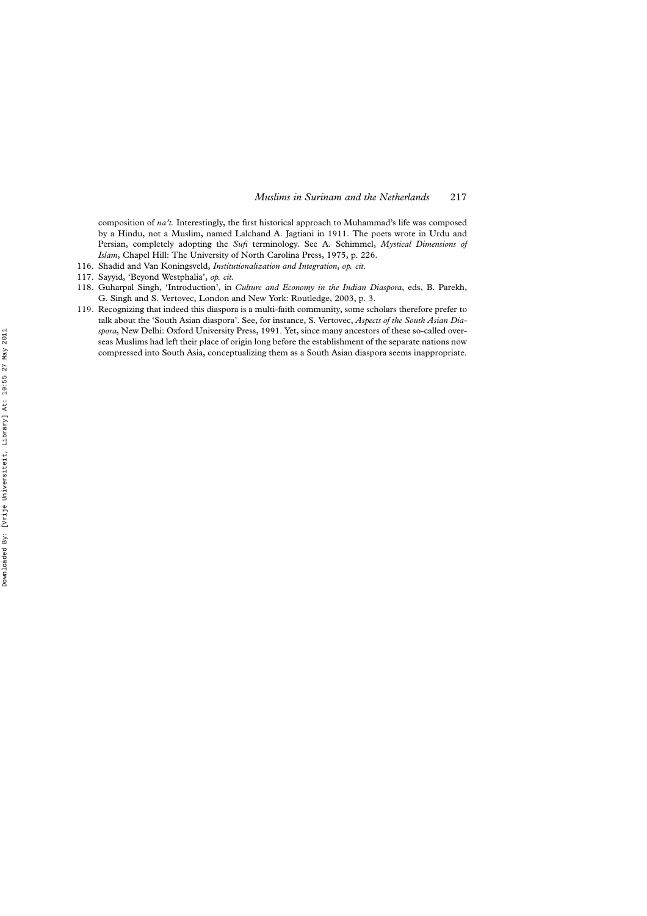composition of *na't.* Interestingly, the first historical approach to Muhammad's life was composed by a Hindu, not a Muslim, named Lalchand A. Jagtiani in 1911. The poets wrote in Urdu and Persian, completely adopting the *Sufi* terminology. See A. Schimmel, *Mystical Dimensions of Islam*, Chapel Hill: The University of North Carolina Press, 1975, p. 226.

116. Shadid and Van Koningsveld, *Institutionalization and Integration*, *op. cit*.
117. Sayyid, 'Beyond Westphalia', *op. cit.*
118. Guharpal Singh, 'Introduction', in *Culture and Economy in the Indian Diaspora*, eds, B. Parekh, G. Singh and S. Vertovec, London and New York: Routledge, 2003, p. 3.
119. Recognizing that indeed this diaspora is a multi-faith community, some scholars therefore prefer to talk about the 'South Asian diaspora'. See, for instance, S. Vertovec, *Aspects of the South Asian Diaspora*, New Delhi: Oxford University Press, 1991. Yet, since many ancestors of these so-called overseas Muslims had left their place of origin long before the establishment of the separate nations now compressed into South Asia, conceptualizing them as a South Asian diaspora seems inappropriate.